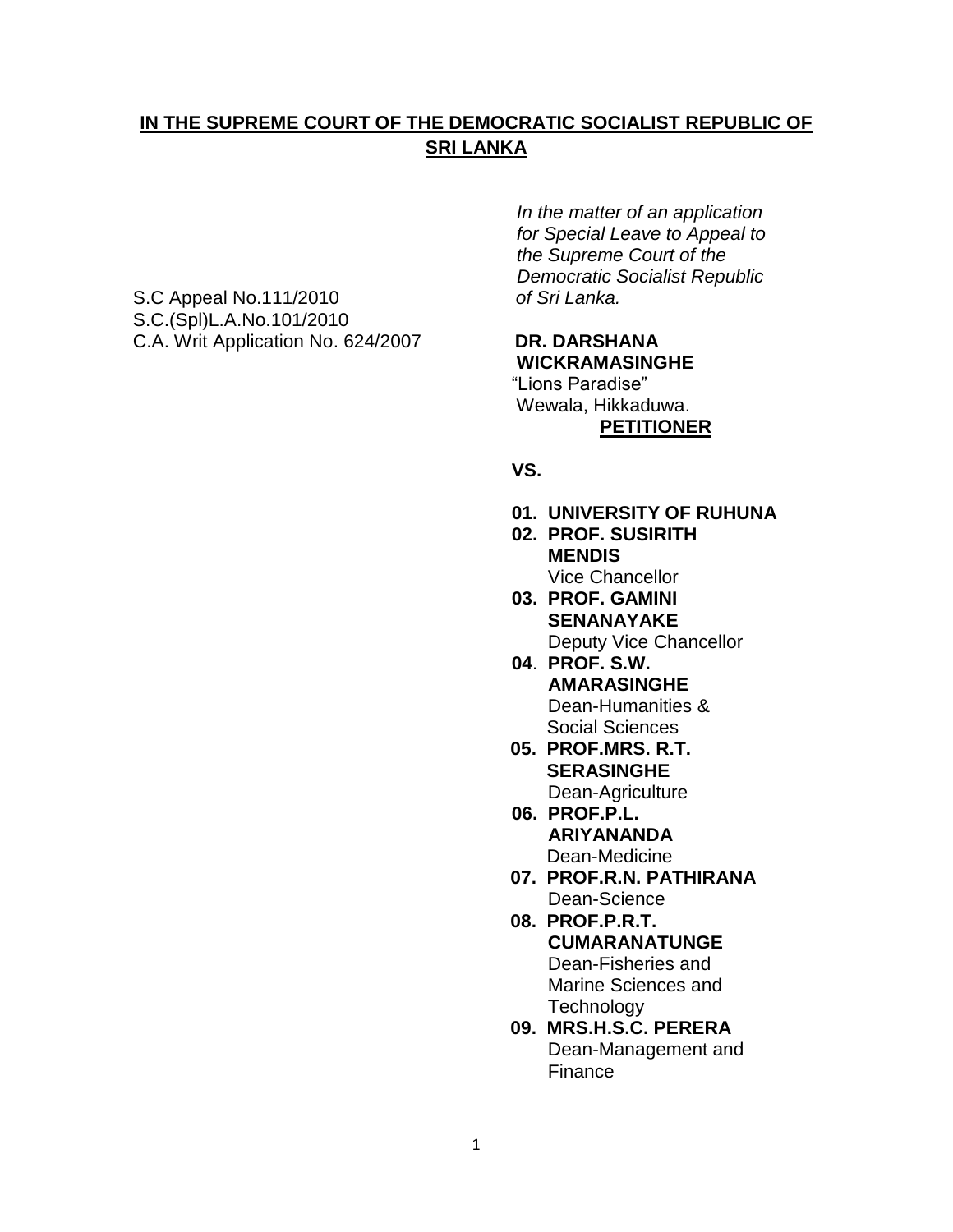**IN THE SUPREME COURT OF THE DEMOCRATIC SOCIALIST REPUBLIC OF SRI LANKA**

*In the matter of an application for Special Leave to Appeal to the Supreme Court of the Democratic Socialist Republic of Sri Lanka.*

S.C Appeal No.111/2010
S.C.(Spl)L.A.No.101/2010
C.A. Writ Application No. 624/2007

**DR. DARSHANA WICKRAMASINGHE**
"Lions Paradise"
Wewala, Hikkaduwa.

**PETITIONER**

**VS.**

**01. UNIVERSITY OF RUHUNA**

**02. PROF. SUSIRITH MENDIS**
Vice Chancellor

**03. PROF. GAMINI SENANAYAKE**
Deputy Vice Chancellor

**04. PROF. S.W. AMARASINGHE**
Dean-Humanities & Social Sciences

**05. PROF.MRS. R.T. SERASINGHE**
Dean-Agriculture

**06. PROF.P.L. ARIYANANDA**
Dean-Medicine

**07. PROF.R.N. PATHIRANA**
Dean-Science

**08. PROF.P.R.T. CUMARANATUNGE**
Dean-Fisheries and Marine Sciences and Technology

**09. MRS.H.S.C. PERERA**
Dean-Management and Finance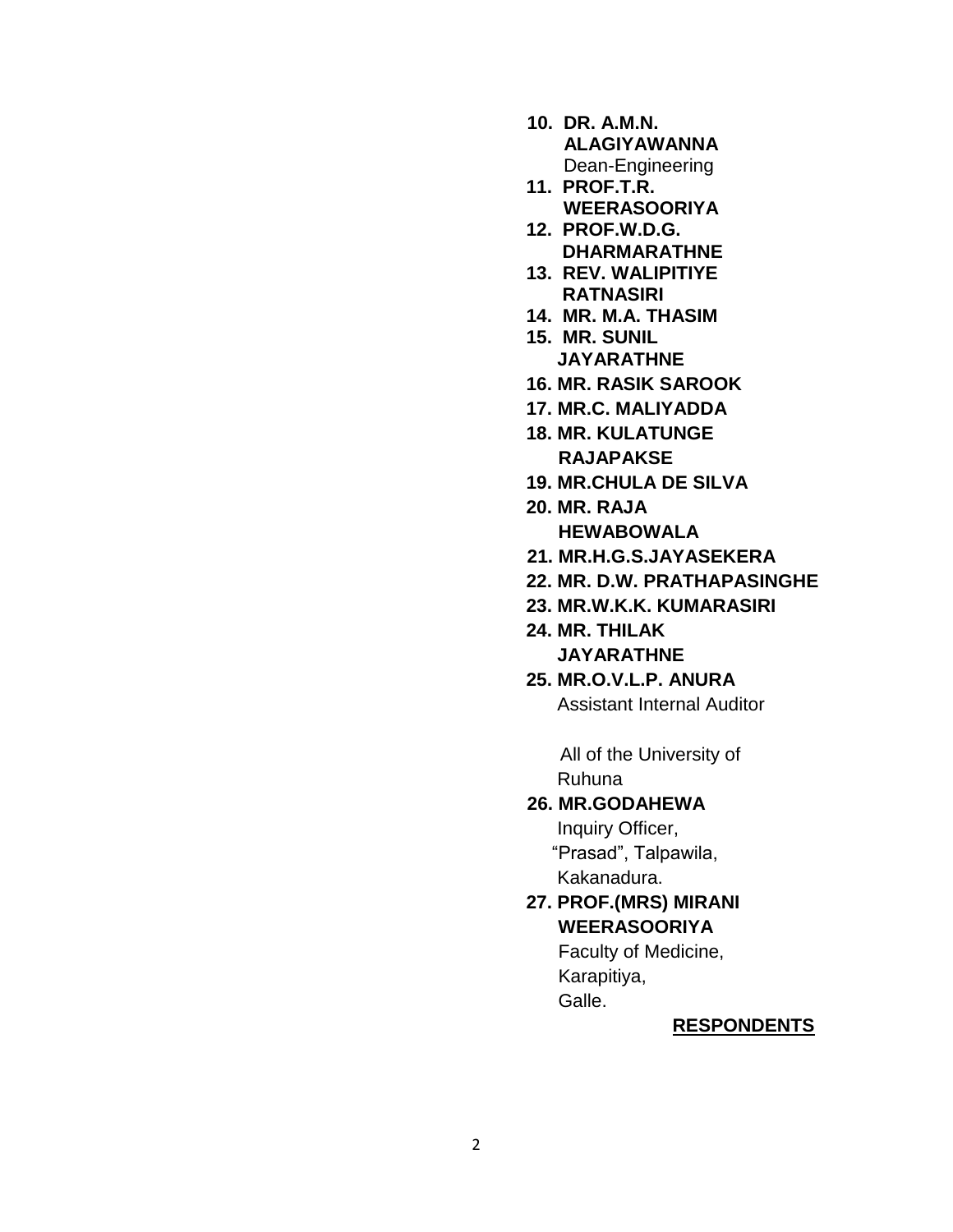10. **DR. A.M.N. ALAGIYAWANNA**
    Dean-Engineering
11. **PROF.T.R. WEERASOORIYA**
12. **PROF.W.D.G. DHARMARATHNE**
13. **REV. WALIPITIYE RATNASIRI**
14. **MR. M.A. THASIM**
15. **MR. SUNIL JAYARATHNE**
16. **MR. RASIK SAROOK**
17. **MR.C. MALIYADDA**
18. **MR. KULATUNGE RAJAPAKSE**
19. **MR.CHULA DE SILVA**
20. **MR. RAJA HEWABOWALA**
21. **MR.H.G.S.JAYASEKERA**
22. **MR. D.W. PRATHAPASINGHE**
23. **MR.W.K.K. KUMARASIRI**
24. **MR. THILAK JAYARATHNE**
25. **MR.O.V.L.P. ANURA**
    Assistant Internal Auditor

    All of the University of Ruhuna

26. **MR.GODAHEWA**
    Inquiry Officer,
    "Prasad", Talpawila,
    Kakanadura.
27. **PROF.(MRS) MIRANI WEERASOORIYA**
    Faculty of Medicine,
    Karapitiya,
    Galle.

**RESPONDENTS**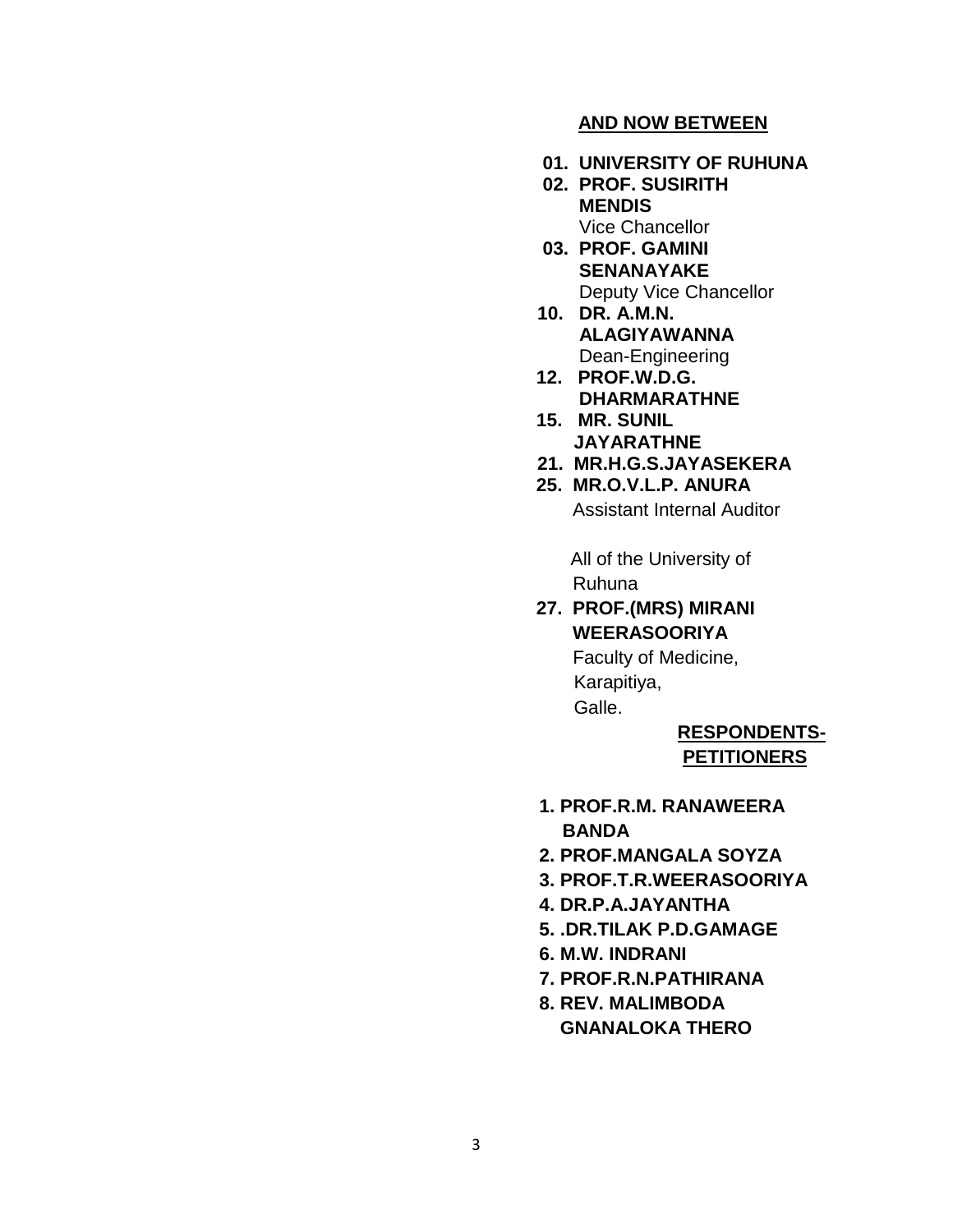**AND NOW BETWEEN**

01. **UNIVERSITY OF RUHUNA**
02. **PROF. SUSIRITH MENDIS**
    Vice Chancellor
03. **PROF. GAMINI SENANAYAKE**
    Deputy Vice Chancellor
10. **DR. A.M.N. ALAGIYAWANNA**
    Dean-Engineering
12. **PROF.W.D.G. DHARMARATHNE**
15. **MR. SUNIL JAYARATHNE**
21. **MR.H.G.S.JAYASEKERA**
25. **MR.O.V.L.P. ANURA**
    Assistant Internal Auditor

    All of the University of Ruhuna

27. **PROF.(MRS) MIRANI WEERASOORIYA**
    Faculty of Medicine,
    Karapitiya,
    Galle.

**RESPONDENTS-PETITIONERS**

1. **PROF.R.M. RANAWEERA BANDA**
2. **PROF.MANGALA SOYZA**
3. **PROF.T.R.WEERASOORIYA**
4. **DR.P.A.JAYANTHA**
5. **.DR.TILAK P.D.GAMAGE**
6. **M.W. INDRANI**
7. **PROF.R.N.PATHIRANA**
8. **REV. MALIMBODA GNANALOKA THERO**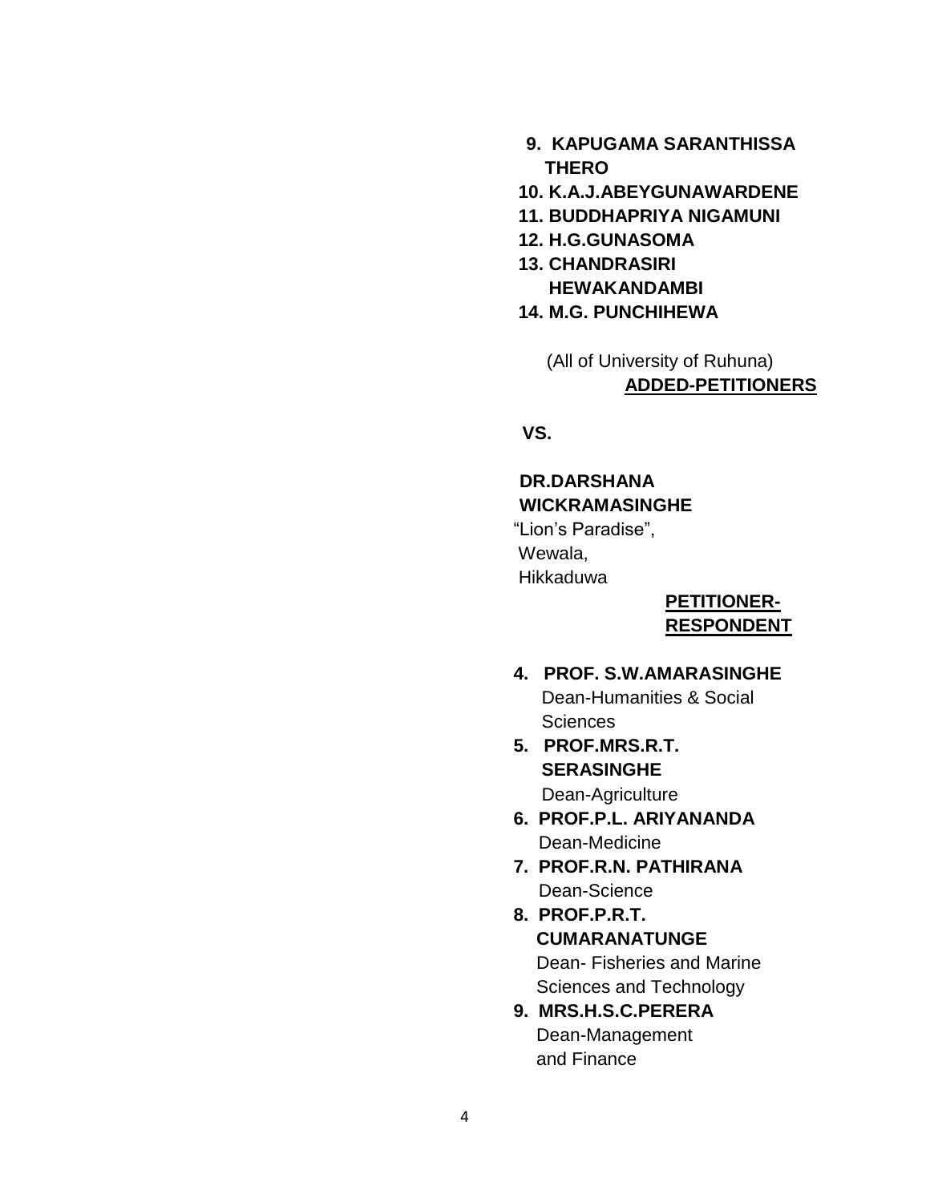**9. KAPUGAMA SARANTHISSA THERO**
**10. K.A.J.ABEYGUNAWARDENE**
**11. BUDDHAPRIYA NIGAMUNI**
**12. H.G.GUNASOMA**
**13. CHANDRASIRI HEWAKANDAMBI**
**14. M.G. PUNCHIHEWA**

(All of University of Ruhuna)

**ADDED-PETITIONERS**

**VS.**

**DR.DARSHANA WICKRAMASINGHE**
"Lion's Paradise",
Wewala,
Hikkaduwa

**PETITIONER-RESPONDENT**

**4. PROF. S.W.AMARASINGHE**
Dean-Humanities & Social Sciences

**5. PROF.MRS.R.T. SERASINGHE**
Dean-Agriculture

**6. PROF.P.L. ARIYANANDA**
Dean-Medicine

**7. PROF.R.N. PATHIRANA**
Dean-Science

**8. PROF.P.R.T. CUMARANATUNGE**
Dean- Fisheries and Marine Sciences and Technology

**9. MRS.H.S.C.PERERA**
Dean-Management and Finance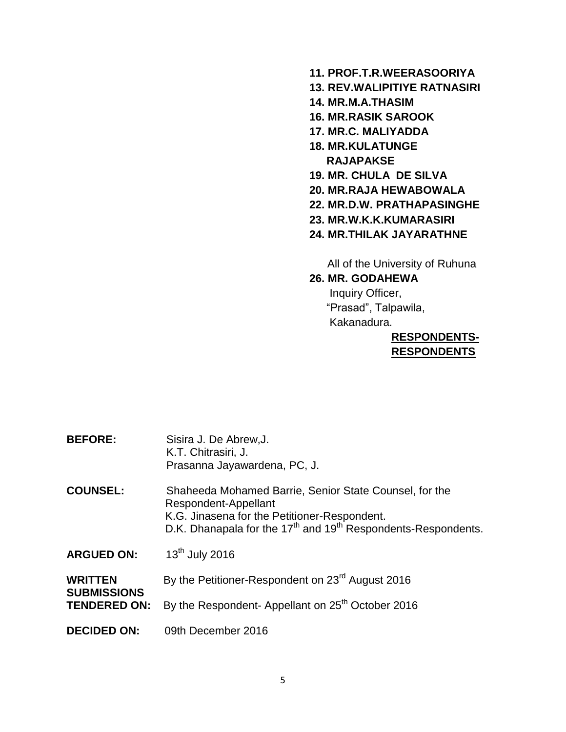**11. PROF.T.R.WEERASOORIYA**
**13. REV.WALIPITIYE RATNASIRI**
**14. MR.M.A.THASIM**
**16. MR.RASIK SAROOK**
**17. MR.C. MALIYADDA**
**18. MR.KULATUNGE RAJAPAKSE**
**19. MR. CHULA DE SILVA**
**20. MR.RAJA HEWABOWALA**
**22. MR.D.W. PRATHAPASINGHE**
**23. MR.W.K.K.KUMARASIRI**
**24. MR.THILAK JAYARATHNE**

All of the University of Ruhuna

**26. MR. GODAHEWA**
Inquiry Officer,
"Prasad", Talpawila,
Kakanadura.

**RESPONDENTS-RESPONDENTS**

**BEFORE:** Sisira J. De Abrew,J.
K.T. Chitrasiri, J.
Prasanna Jayawardena, PC, J.

**COUNSEL:** Shaheeda Mohamed Barrie, Senior State Counsel, for the Respondent-Appellant
K.G. Jinasena for the Petitioner-Respondent.
D.K. Dhanapala for the 17th and 19th Respondents-Respondents.

**ARGUED ON:** 13th July 2016

**WRITTEN SUBMISSIONS TENDERED ON:** By the Petitioner-Respondent on 23rd August 2016
By the Respondent- Appellant on 25th October 2016

**DECIDED ON:** 09th December 2016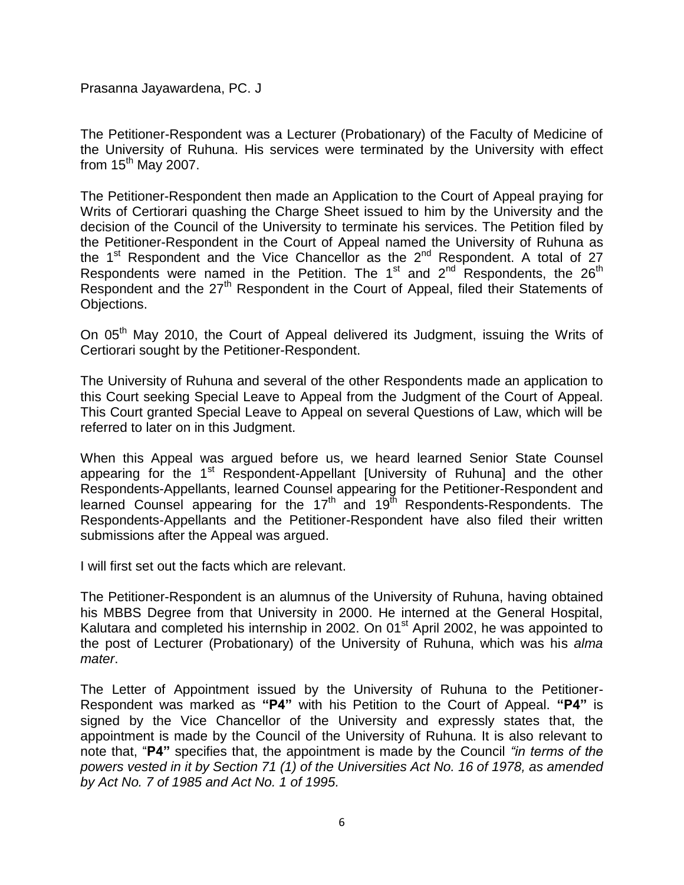Prasanna Jayawardena, PC. J

The Petitioner-Respondent was a Lecturer (Probationary) of the Faculty of Medicine of the University of Ruhuna. His services were terminated by the University with effect from 15th May 2007.

The Petitioner-Respondent then made an Application to the Court of Appeal praying for Writs of Certiorari quashing the Charge Sheet issued to him by the University and the decision of the Council of the University to terminate his services. The Petition filed by the Petitioner-Respondent in the Court of Appeal named the University of Ruhuna as the 1st Respondent and the Vice Chancellor as the 2nd Respondent. A total of 27 Respondents were named in the Petition. The 1st and 2nd Respondents, the 26th Respondent and the 27th Respondent in the Court of Appeal, filed their Statements of Objections.

On 05th May 2010, the Court of Appeal delivered its Judgment, issuing the Writs of Certiorari sought by the Petitioner-Respondent.

The University of Ruhuna and several of the other Respondents made an application to this Court seeking Special Leave to Appeal from the Judgment of the Court of Appeal. This Court granted Special Leave to Appeal on several Questions of Law, which will be referred to later on in this Judgment.

When this Appeal was argued before us, we heard learned Senior State Counsel appearing for the 1st Respondent-Appellant [University of Ruhuna] and the other Respondents-Appellants, learned Counsel appearing for the Petitioner-Respondent and learned Counsel appearing for the 17th and 19th Respondents-Respondents. The Respondents-Appellants and the Petitioner-Respondent have also filed their written submissions after the Appeal was argued.

I will first set out the facts which are relevant.

The Petitioner-Respondent is an alumnus of the University of Ruhuna, having obtained his MBBS Degree from that University in 2000. He interned at the General Hospital, Kalutara and completed his internship in 2002. On 01st April 2002, he was appointed to the post of Lecturer (Probationary) of the University of Ruhuna, which was his *alma mater*.

The Letter of Appointment issued by the University of Ruhuna to the Petitioner-Respondent was marked as **"P4"** with his Petition to the Court of Appeal. **"P4"** is signed by the Vice Chancellor of the University and expressly states that, the appointment is made by the Council of the University of Ruhuna. It is also relevant to note that, "**P4"** specifies that, the appointment is made by the Council *"in terms of the powers vested in it by Section 71 (1) of the Universities Act No. 16 of 1978, as amended by Act No. 7 of 1985 and Act No. 1 of 1995.*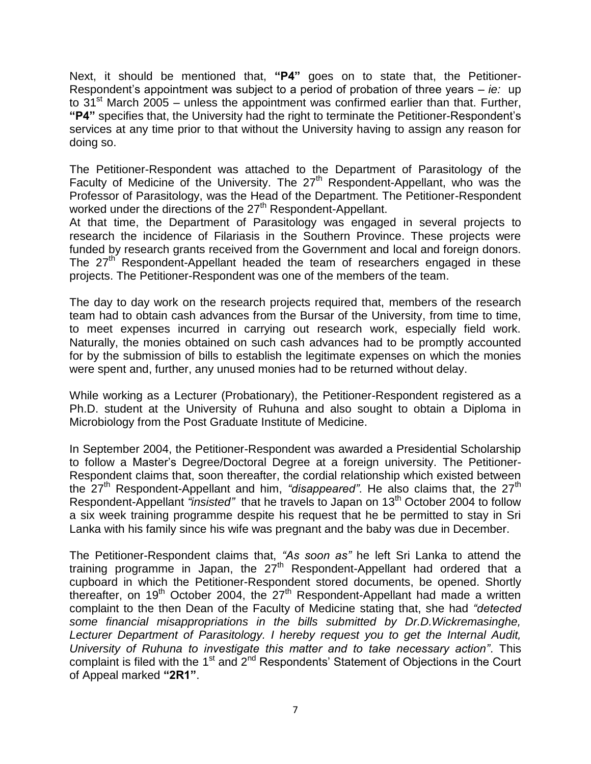Next, it should be mentioned that, **"P4"** goes on to state that, the Petitioner-Respondent's appointment was subject to a period of probation of three years – *ie:* up to 31st March 2005 – unless the appointment was confirmed earlier than that. Further, **"P4"** specifies that, the University had the right to terminate the Petitioner-Respondent's services at any time prior to that without the University having to assign any reason for doing so.

The Petitioner-Respondent was attached to the Department of Parasitology of the Faculty of Medicine of the University. The 27th Respondent-Appellant, who was the Professor of Parasitology, was the Head of the Department. The Petitioner-Respondent worked under the directions of the 27th Respondent-Appellant.

At that time, the Department of Parasitology was engaged in several projects to research the incidence of Filariasis in the Southern Province. These projects were funded by research grants received from the Government and local and foreign donors. The 27th Respondent-Appellant headed the team of researchers engaged in these projects. The Petitioner-Respondent was one of the members of the team.

The day to day work on the research projects required that, members of the research team had to obtain cash advances from the Bursar of the University, from time to time, to meet expenses incurred in carrying out research work, especially field work. Naturally, the monies obtained on such cash advances had to be promptly accounted for by the submission of bills to establish the legitimate expenses on which the monies were spent and, further, any unused monies had to be returned without delay.

While working as a Lecturer (Probationary), the Petitioner-Respondent registered as a Ph.D. student at the University of Ruhuna and also sought to obtain a Diploma in Microbiology from the Post Graduate Institute of Medicine.

In September 2004, the Petitioner-Respondent was awarded a Presidential Scholarship to follow a Master's Degree/Doctoral Degree at a foreign university. The Petitioner-Respondent claims that, soon thereafter, the cordial relationship which existed between the 27th Respondent-Appellant and him, *"disappeared"*. He also claims that, the 27th Respondent-Appellant *"insisted"* that he travels to Japan on 13th October 2004 to follow a six week training programme despite his request that he be permitted to stay in Sri Lanka with his family since his wife was pregnant and the baby was due in December.

The Petitioner-Respondent claims that, *"As soon as"* he left Sri Lanka to attend the training programme in Japan, the 27th Respondent-Appellant had ordered that a cupboard in which the Petitioner-Respondent stored documents, be opened. Shortly thereafter, on 19th October 2004, the 27th Respondent-Appellant had made a written complaint to the then Dean of the Faculty of Medicine stating that, she had *"detected some financial misappropriations in the bills submitted by Dr.D.Wickremasinghe, Lecturer Department of Parasitology. I hereby request you to get the Internal Audit, University of Ruhuna to investigate this matter and to take necessary action"*. This complaint is filed with the 1st and 2nd Respondents' Statement of Objections in the Court of Appeal marked **"2R1"**.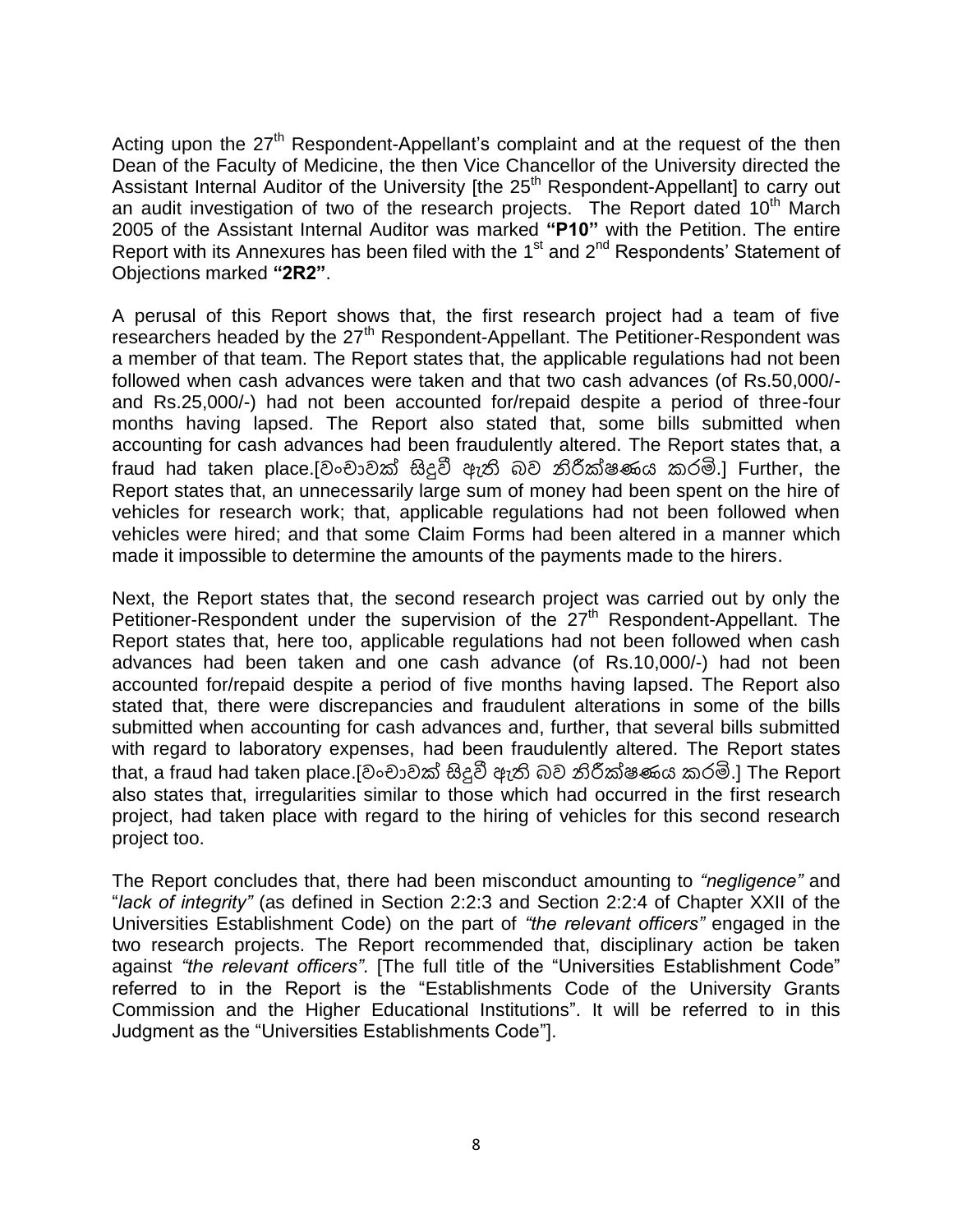Acting upon the 27th Respondent-Appellant's complaint and at the request of the then Dean of the Faculty of Medicine, the then Vice Chancellor of the University directed the Assistant Internal Auditor of the University [the 25th Respondent-Appellant] to carry out an audit investigation of two of the research projects. The Report dated 10th March 2005 of the Assistant Internal Auditor was marked **"P10"** with the Petition. The entire Report with its Annexures has been filed with the 1st and 2nd Respondents' Statement of Objections marked **"2R2"**.

A perusal of this Report shows that, the first research project had a team of five researchers headed by the 27th Respondent-Appellant. The Petitioner-Respondent was a member of that team. The Report states that, the applicable regulations had not been followed when cash advances were taken and that two cash advances (of Rs.50,000/- and Rs.25,000/-) had not been accounted for/repaid despite a period of three-four months having lapsed. The Report also stated that, some bills submitted when accounting for cash advances had been fraudulently altered. The Report states that, a fraud had taken place.[වංචාවක් සිදුවී ඇති බව නිරීක්ෂණය කරමි.] Further, the Report states that, an unnecessarily large sum of money had been spent on the hire of vehicles for research work; that, applicable regulations had not been followed when vehicles were hired; and that some Claim Forms had been altered in a manner which made it impossible to determine the amounts of the payments made to the hirers.

Next, the Report states that, the second research project was carried out by only the Petitioner-Respondent under the supervision of the 27th Respondent-Appellant. The Report states that, here too, applicable regulations had not been followed when cash advances had been taken and one cash advance (of Rs.10,000/-) had not been accounted for/repaid despite a period of five months having lapsed. The Report also stated that, there were discrepancies and fraudulent alterations in some of the bills submitted when accounting for cash advances and, further, that several bills submitted with regard to laboratory expenses, had been fraudulently altered. The Report states that, a fraud had taken place.[වංචාවක් සිදුවී ඇති බව නිරීක්ෂණය කරමි.] The Report also states that, irregularities similar to those which had occurred in the first research project, had taken place with regard to the hiring of vehicles for this second research project too.

The Report concludes that, there had been misconduct amounting to *"negligence"* and "*lack of integrity"* (as defined in Section 2:2:3 and Section 2:2:4 of Chapter XXII of the Universities Establishment Code) on the part of *"the relevant officers"* engaged in the two research projects. The Report recommended that, disciplinary action be taken against *"the relevant officers"*. [The full title of the "Universities Establishment Code" referred to in the Report is the "Establishments Code of the University Grants Commission and the Higher Educational Institutions". It will be referred to in this Judgment as the "Universities Establishments Code"].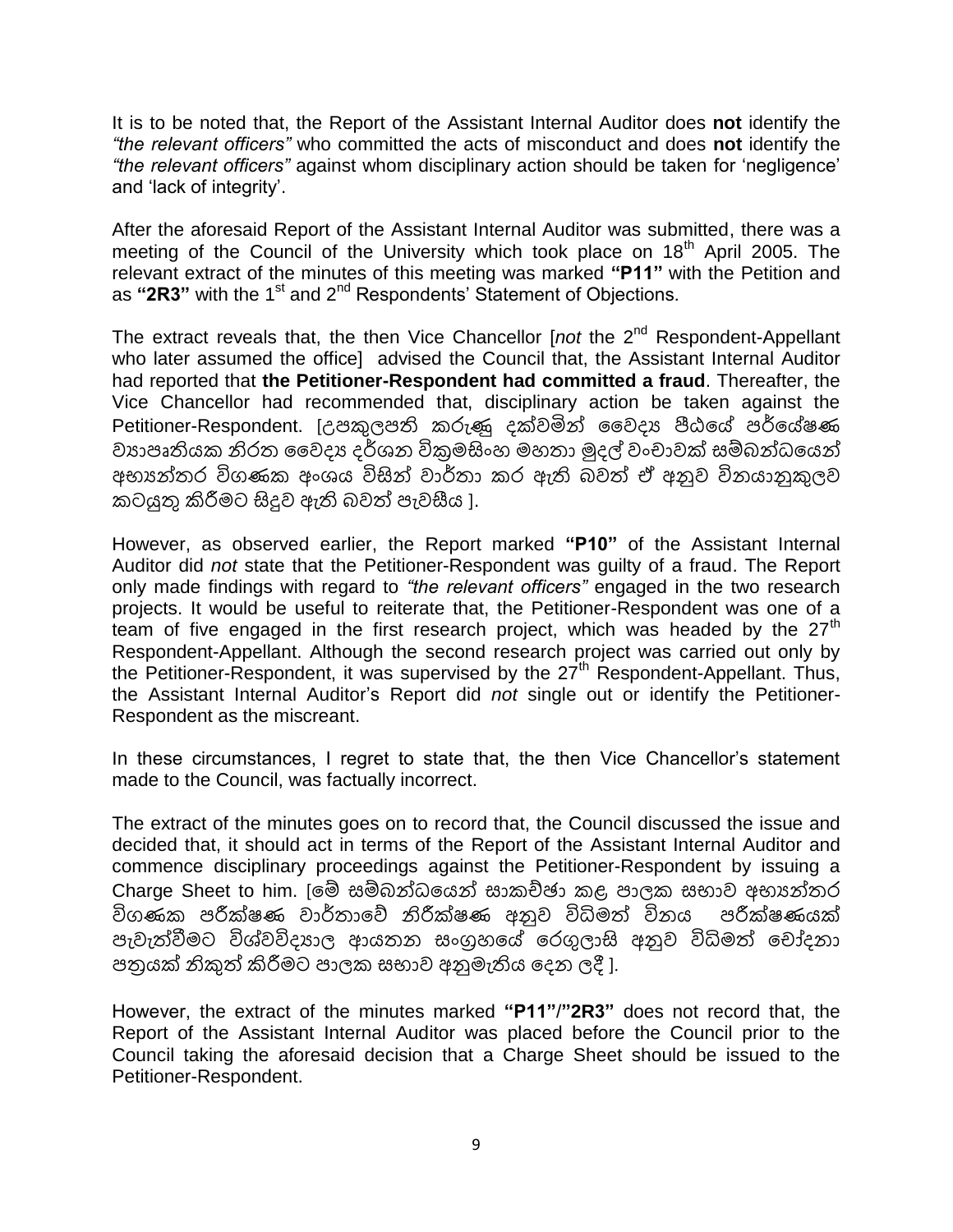It is to be noted that, the Report of the Assistant Internal Auditor does **not** identify the *"the relevant officers"* who committed the acts of misconduct and does **not** identify the *"the relevant officers"* against whom disciplinary action should be taken for 'negligence' and 'lack of integrity'.

After the aforesaid Report of the Assistant Internal Auditor was submitted, there was a meeting of the Council of the University which took place on 18th April 2005. The relevant extract of the minutes of this meeting was marked **"P11"** with the Petition and as **"2R3"** with the 1st and 2nd Respondents' Statement of Objections.

The extract reveals that, the then Vice Chancellor [*not* the 2nd Respondent-Appellant who later assumed the office] advised the Council that, the Assistant Internal Auditor had reported that **the Petitioner-Respondent had committed a fraud**. Thereafter, the Vice Chancellor had recommended that, disciplinary action be taken against the Petitioner-Respondent. [උපකුලපති කරුණු දක්වමින් වෛද්‍ය පීඨයේ පර්යේෂණ ව්‍යාපෘතියක නිරත වෛද්‍ය දර්ශන වික්‍රමසිංහ මහතා මුදල් වංචාවක් සම්බන්ධයෙන් අභ්‍යන්තර විගණක අංශය විසින් වාර්තා කර ඇති බවත් ඒ අනුව විනයානුකූලව කටයුතු කිරීමට සිදුව ඇති බවත් පැවසීය ].

However, as observed earlier, the Report marked **"P10"** of the Assistant Internal Auditor did *not* state that the Petitioner-Respondent was guilty of a fraud. The Report only made findings with regard to *"the relevant officers"* engaged in the two research projects. It would be useful to reiterate that, the Petitioner-Respondent was one of a team of five engaged in the first research project, which was headed by the 27th Respondent-Appellant. Although the second research project was carried out only by the Petitioner-Respondent, it was supervised by the 27th Respondent-Appellant. Thus, the Assistant Internal Auditor's Report did *not* single out or identify the Petitioner-Respondent as the miscreant.

In these circumstances, I regret to state that, the then Vice Chancellor's statement made to the Council, was factually incorrect.

The extract of the minutes goes on to record that, the Council discussed the issue and decided that, it should act in terms of the Report of the Assistant Internal Auditor and commence disciplinary proceedings against the Petitioner-Respondent by issuing a Charge Sheet to him. [මේ සම්බන්ධයෙන් සාකච්ඡා කළ පාලක සභාව අභ්‍යන්තර විගණක පරීක්ෂණ වාර්තාවේ නිරීක්ෂණ අනුව විධිමත් විනය පරීක්ෂණයක් පැවැත්වීමට විශ්වවිද්‍යාල ආයතන සංග්‍රහයේ රෙගුලාසි අනුව විධිමත් චෝදනා පත්‍රයක් නිකුත් කිරීමට පාලක සභාව අනුමැතිය දෙන ලදී ].

However, the extract of the minutes marked **"P11"/"2R3"** does not record that, the Report of the Assistant Internal Auditor was placed before the Council prior to the Council taking the aforesaid decision that a Charge Sheet should be issued to the Petitioner-Respondent.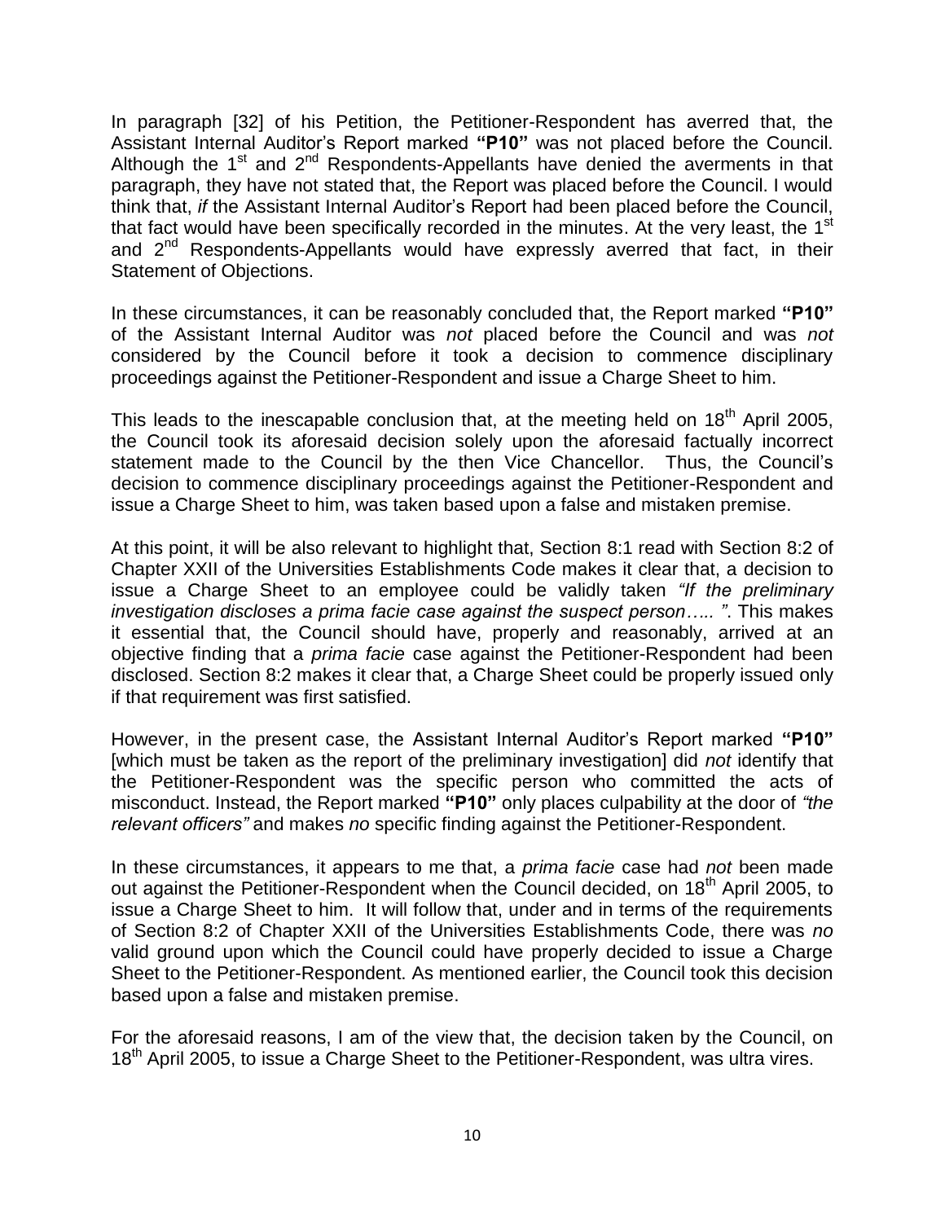In paragraph [32] of his Petition, the Petitioner-Respondent has averred that, the Assistant Internal Auditor's Report marked **"P10"** was not placed before the Council. Although the 1st and 2nd Respondents-Appellants have denied the averments in that paragraph, they have not stated that, the Report was placed before the Council. I would think that, *if* the Assistant Internal Auditor's Report had been placed before the Council, that fact would have been specifically recorded in the minutes. At the very least, the 1st and 2nd Respondents-Appellants would have expressly averred that fact, in their Statement of Objections.

In these circumstances, it can be reasonably concluded that, the Report marked **"P10"** of the Assistant Internal Auditor was *not* placed before the Council and was *not* considered by the Council before it took a decision to commence disciplinary proceedings against the Petitioner-Respondent and issue a Charge Sheet to him.

This leads to the inescapable conclusion that, at the meeting held on 18th April 2005, the Council took its aforesaid decision solely upon the aforesaid factually incorrect statement made to the Council by the then Vice Chancellor. Thus, the Council's decision to commence disciplinary proceedings against the Petitioner-Respondent and issue a Charge Sheet to him, was taken based upon a false and mistaken premise.

At this point, it will be also relevant to highlight that, Section 8:1 read with Section 8:2 of Chapter XXII of the Universities Establishments Code makes it clear that, a decision to issue a Charge Sheet to an employee could be validly taken *"If the preliminary investigation discloses a prima facie case against the suspect person….. "*. This makes it essential that, the Council should have, properly and reasonably, arrived at an objective finding that a *prima facie* case against the Petitioner-Respondent had been disclosed. Section 8:2 makes it clear that, a Charge Sheet could be properly issued only if that requirement was first satisfied.

However, in the present case, the Assistant Internal Auditor's Report marked **"P10"** [which must be taken as the report of the preliminary investigation] did *not* identify that the Petitioner-Respondent was the specific person who committed the acts of misconduct. Instead, the Report marked **"P10"** only places culpability at the door of *"the relevant officers"* and makes *no* specific finding against the Petitioner-Respondent.

In these circumstances, it appears to me that, a *prima facie* case had *not* been made out against the Petitioner-Respondent when the Council decided, on 18th April 2005, to issue a Charge Sheet to him. It will follow that, under and in terms of the requirements of Section 8:2 of Chapter XXII of the Universities Establishments Code, there was *no* valid ground upon which the Council could have properly decided to issue a Charge Sheet to the Petitioner-Respondent. As mentioned earlier, the Council took this decision based upon a false and mistaken premise.

For the aforesaid reasons, I am of the view that, the decision taken by the Council, on 18th April 2005, to issue a Charge Sheet to the Petitioner-Respondent, was ultra vires.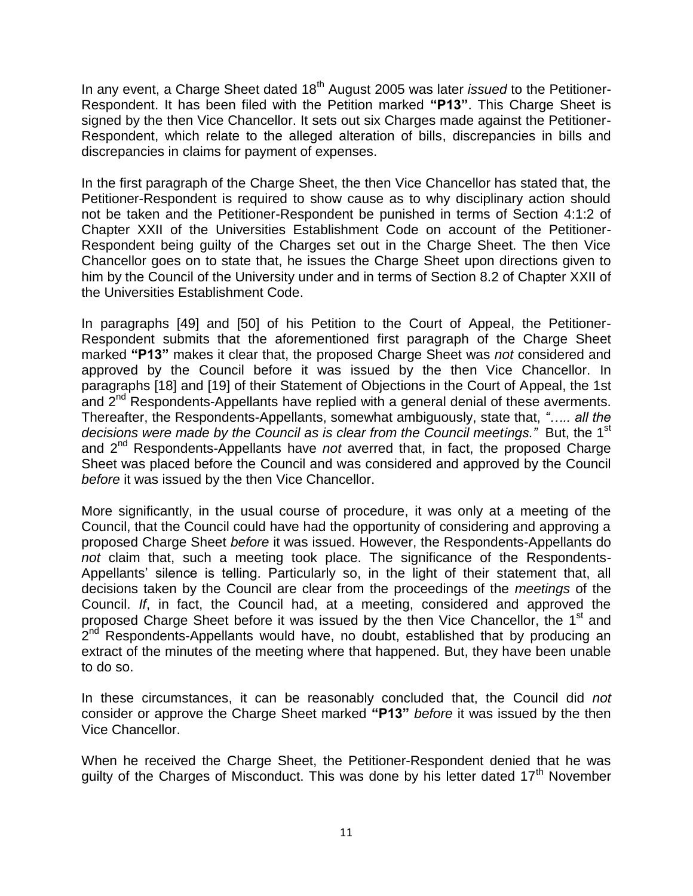In any event, a Charge Sheet dated 18th August 2005 was later *issued* to the Petitioner-Respondent. It has been filed with the Petition marked **"P13"**. This Charge Sheet is signed by the then Vice Chancellor. It sets out six Charges made against the Petitioner-Respondent, which relate to the alleged alteration of bills, discrepancies in bills and discrepancies in claims for payment of expenses.

In the first paragraph of the Charge Sheet, the then Vice Chancellor has stated that, the Petitioner-Respondent is required to show cause as to why disciplinary action should not be taken and the Petitioner-Respondent be punished in terms of Section 4:1:2 of Chapter XXII of the Universities Establishment Code on account of the Petitioner-Respondent being guilty of the Charges set out in the Charge Sheet. The then Vice Chancellor goes on to state that, he issues the Charge Sheet upon directions given to him by the Council of the University under and in terms of Section 8.2 of Chapter XXII of the Universities Establishment Code.

In paragraphs [49] and [50] of his Petition to the Court of Appeal, the Petitioner-Respondent submits that the aforementioned first paragraph of the Charge Sheet marked **"P13"** makes it clear that, the proposed Charge Sheet was *not* considered and approved by the Council before it was issued by the then Vice Chancellor. In paragraphs [18] and [19] of their Statement of Objections in the Court of Appeal, the 1st and 2nd Respondents-Appellants have replied with a general denial of these averments. Thereafter, the Respondents-Appellants, somewhat ambiguously, state that, *"….. all the decisions were made by the Council as is clear from the Council meetings."* But, the 1st and 2nd Respondents-Appellants have *not* averred that, in fact, the proposed Charge Sheet was placed before the Council and was considered and approved by the Council *before* it was issued by the then Vice Chancellor.

More significantly, in the usual course of procedure, it was only at a meeting of the Council, that the Council could have had the opportunity of considering and approving a proposed Charge Sheet *before* it was issued. However, the Respondents-Appellants do *not* claim that, such a meeting took place. The significance of the Respondents-Appellants' silence is telling. Particularly so, in the light of their statement that, all decisions taken by the Council are clear from the proceedings of the *meetings* of the Council. *If*, in fact, the Council had, at a meeting, considered and approved the proposed Charge Sheet before it was issued by the then Vice Chancellor, the 1st and 2nd Respondents-Appellants would have, no doubt, established that by producing an extract of the minutes of the meeting where that happened. But, they have been unable to do so.

In these circumstances, it can be reasonably concluded that, the Council did *not* consider or approve the Charge Sheet marked **"P13"** *before* it was issued by the then Vice Chancellor.

When he received the Charge Sheet, the Petitioner-Respondent denied that he was guilty of the Charges of Misconduct. This was done by his letter dated 17th November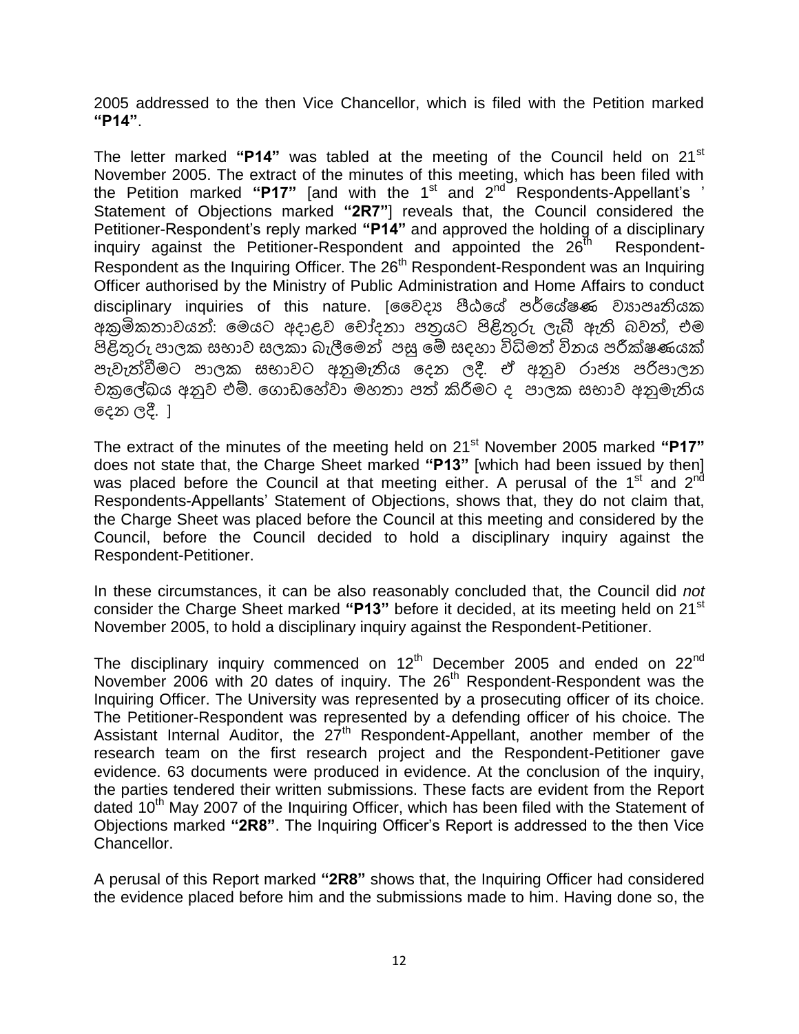2005 addressed to the then Vice Chancellor, which is filed with the Petition marked **"P14"**.

The letter marked **"P14"** was tabled at the meeting of the Council held on 21st November 2005. The extract of the minutes of this meeting, which has been filed with the Petition marked **"P17"** [and with the 1st and 2nd Respondents-Appellant's ' Statement of Objections marked **"2R7"**] reveals that, the Council considered the Petitioner-Respondent's reply marked **"P14"** and approved the holding of a disciplinary inquiry against the Petitioner-Respondent and appointed the 26th Respondent-Respondent as the Inquiring Officer. The 26th Respondent-Respondent was an Inquiring Officer authorised by the Ministry of Public Administration and Home Affairs to conduct disciplinary inquiries of this nature. [වෛද්‍ය පීඨයේ පර්යේෂණ ව්‍යාපෘතියක අක්‍රමිකතාවයන්: මෙයට අදාළව චෝදනා පත්‍රයට පිළිතුරු ලැබී ඇති බවත්, එම පිළිතුරු පාලක සභාව සලකා බැලීමෙන් පසු මේ සඳහා විධිමත් විනය පරීක්ෂණයක් පැවැත්වීමට පාලක සභාවට අනුමැතිය දෙන ලදී. ඒ අනුව රාජ්‍ය පරිපාලන චක්‍රලේඛය අනුව එම්. ගොඩගේවා මහතා පත් කිරීමට ද පාලක සභාව අනුමැතිය දෙන ලදී. ]

The extract of the minutes of the meeting held on 21st November 2005 marked **"P17"** does not state that, the Charge Sheet marked **"P13"** [which had been issued by then] was placed before the Council at that meeting either. A perusal of the 1st and 2nd Respondents-Appellants' Statement of Objections, shows that, they do not claim that, the Charge Sheet was placed before the Council at this meeting and considered by the Council, before the Council decided to hold a disciplinary inquiry against the Respondent-Petitioner.

In these circumstances, it can be also reasonably concluded that, the Council did *not* consider the Charge Sheet marked **"P13"** before it decided, at its meeting held on 21st November 2005, to hold a disciplinary inquiry against the Respondent-Petitioner.

The disciplinary inquiry commenced on 12th December 2005 and ended on 22nd November 2006 with 20 dates of inquiry. The 26th Respondent-Respondent was the Inquiring Officer. The University was represented by a prosecuting officer of its choice. The Petitioner-Respondent was represented by a defending officer of his choice. The Assistant Internal Auditor, the 27th Respondent-Appellant, another member of the research team on the first research project and the Respondent-Petitioner gave evidence. 63 documents were produced in evidence. At the conclusion of the inquiry, the parties tendered their written submissions. These facts are evident from the Report dated 10th May 2007 of the Inquiring Officer, which has been filed with the Statement of Objections marked **"2R8"**. The Inquiring Officer's Report is addressed to the then Vice Chancellor.

A perusal of this Report marked **"2R8"** shows that, the Inquiring Officer had considered the evidence placed before him and the submissions made to him. Having done so, the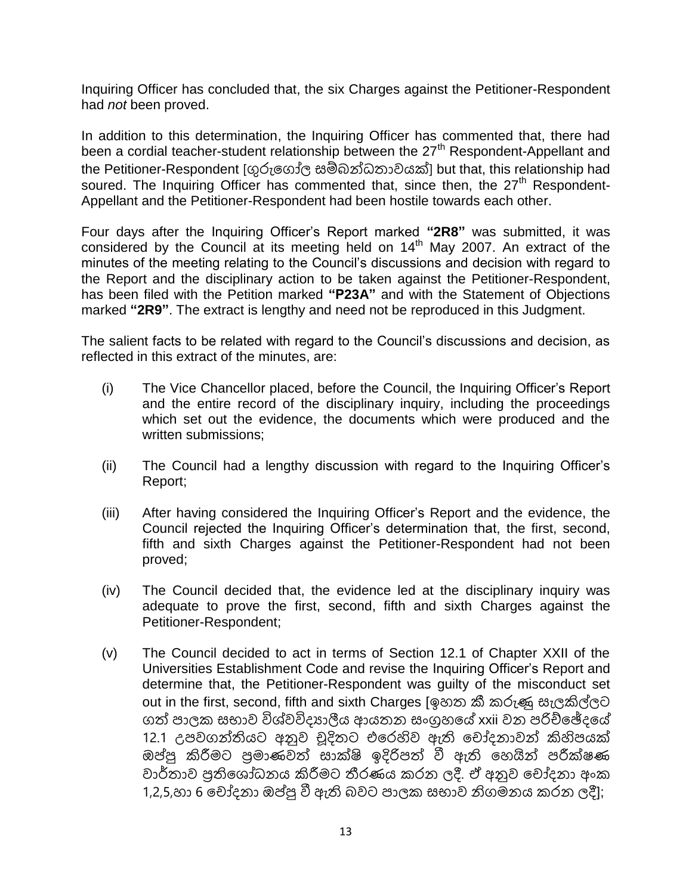Inquiring Officer has concluded that, the six Charges against the Petitioner-Respondent had *not* been proved.

In addition to this determination, the Inquiring Officer has commented that, there had been a cordial teacher-student relationship between the 27th Respondent-Appellant and the Petitioner-Respondent [ගුරුගෝල සම්බන්ධතාවයක්] but that, this relationship had soured. The Inquiring Officer has commented that, since then, the 27th Respondent-Appellant and the Petitioner-Respondent had been hostile towards each other.

Four days after the Inquiring Officer's Report marked **"2R8"** was submitted, it was considered by the Council at its meeting held on 14th May 2007. An extract of the minutes of the meeting relating to the Council's discussions and decision with regard to the Report and the disciplinary action to be taken against the Petitioner-Respondent, has been filed with the Petition marked **"P23A"** and with the Statement of Objections marked **"2R9"**. The extract is lengthy and need not be reproduced in this Judgment.

The salient facts to be related with regard to the Council's discussions and decision, as reflected in this extract of the minutes, are:

(i) The Vice Chancellor placed, before the Council, the Inquiring Officer's Report and the entire record of the disciplinary inquiry, including the proceedings which set out the evidence, the documents which were produced and the written submissions;

(ii) The Council had a lengthy discussion with regard to the Inquiring Officer's Report;

(iii) After having considered the Inquiring Officer's Report and the evidence, the Council rejected the Inquiring Officer's determination that, the first, second, fifth and sixth Charges against the Petitioner-Respondent had not been proved;

(iv) The Council decided that, the evidence led at the disciplinary inquiry was adequate to prove the first, second, fifth and sixth Charges against the Petitioner-Respondent;

(v) The Council decided to act in terms of Section 12.1 of Chapter XXII of the Universities Establishment Code and revise the Inquiring Officer's Report and determine that, the Petitioner-Respondent was guilty of the misconduct set out in the first, second, fifth and sixth Charges [ඉහත කී කරුණු සැලකිල්ලට ගත් පාලක සභාව විශ්වවිද්‍යාලීය ආයතන සංග්‍රහයේ xxii වන පරිච්ඡේදයේ 12.1 උපවගන්තියට අනුව චූදිතට එරෙහිව ඇති චෝදනාවන් කිහිපයක් ඔප්පු කිරීමට ප්‍රමාණවත් සාක්ෂි ඉදිරිපත් වී ඇති හෙයින් පරීක්ෂණ වාර්තාව ප්‍රතිශෝධනය කිරීමට තීරණය කරන ලදී. ඒ අනුව චෝදනා අංක 1,2,5,හා 6 චෝදනා ඔප්පු වී ඇති බවට පාලක සභාව නිගමනය කරන ලදී];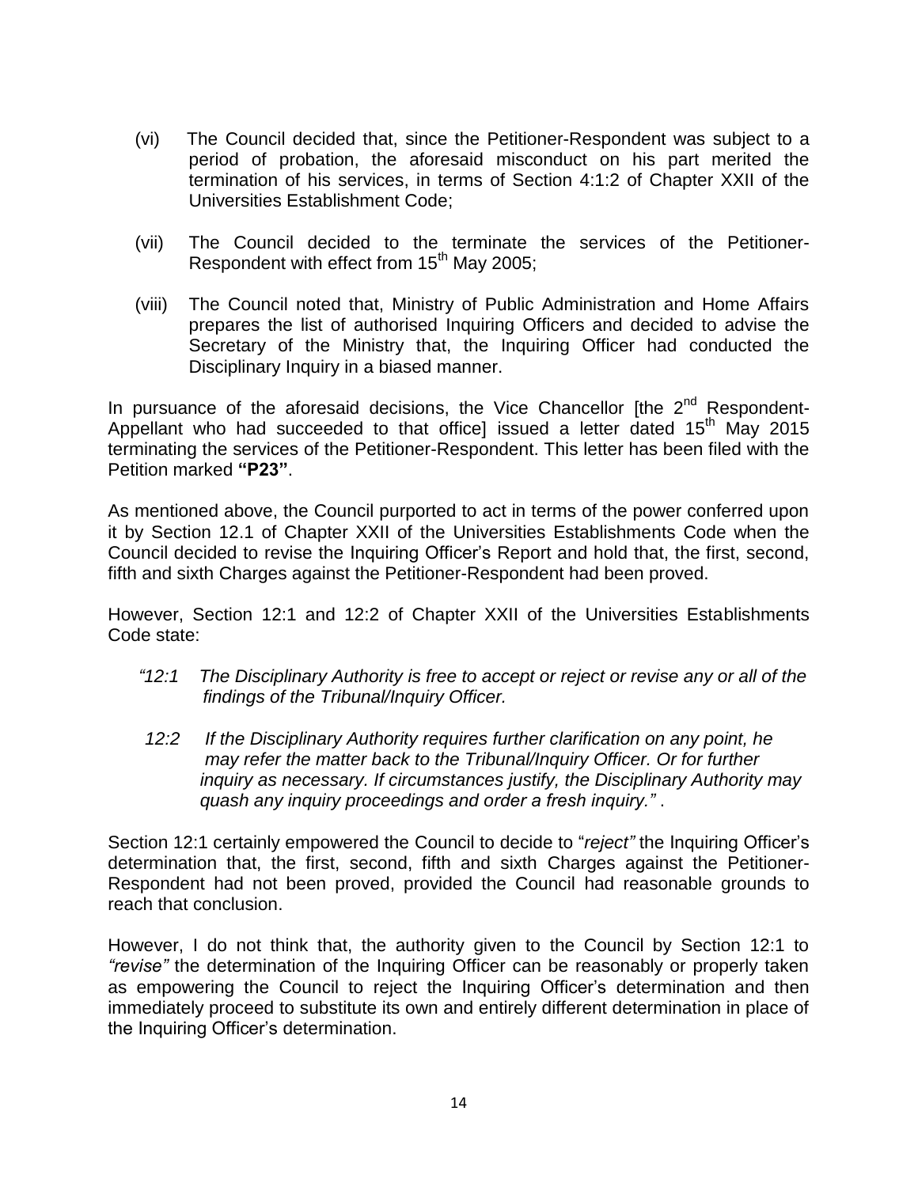(vi) The Council decided that, since the Petitioner-Respondent was subject to a period of probation, the aforesaid misconduct on his part merited the termination of his services, in terms of Section 4:1:2 of Chapter XXII of the Universities Establishment Code;

(vii) The Council decided to the terminate the services of the Petitioner-Respondent with effect from 15th May 2005;

(viii) The Council noted that, Ministry of Public Administration and Home Affairs prepares the list of authorised Inquiring Officers and decided to advise the Secretary of the Ministry that, the Inquiring Officer had conducted the Disciplinary Inquiry in a biased manner.

In pursuance of the aforesaid decisions, the Vice Chancellor [the 2nd Respondent-Appellant who had succeeded to that office] issued a letter dated 15th May 2015 terminating the services of the Petitioner-Respondent. This letter has been filed with the Petition marked **"P23"**.

As mentioned above, the Council purported to act in terms of the power conferred upon it by Section 12.1 of Chapter XXII of the Universities Establishments Code when the Council decided to revise the Inquiring Officer's Report and hold that, the first, second, fifth and sixth Charges against the Petitioner-Respondent had been proved.

However, Section 12:1 and 12:2 of Chapter XXII of the Universities Establishments Code state:

> *"12:1 The Disciplinary Authority is free to accept or reject or revise any or all of the findings of the Tribunal/Inquiry Officer.*
>
> *12:2 If the Disciplinary Authority requires further clarification on any point, he may refer the matter back to the Tribunal/Inquiry Officer. Or for further inquiry as necessary. If circumstances justify, the Disciplinary Authority may quash any inquiry proceedings and order a fresh inquiry."* .

Section 12:1 certainly empowered the Council to decide to "*reject"* the Inquiring Officer's determination that, the first, second, fifth and sixth Charges against the Petitioner-Respondent had not been proved, provided the Council had reasonable grounds to reach that conclusion.

However, I do not think that, the authority given to the Council by Section 12:1 to *"revise"* the determination of the Inquiring Officer can be reasonably or properly taken as empowering the Council to reject the Inquiring Officer's determination and then immediately proceed to substitute its own and entirely different determination in place of the Inquiring Officer's determination.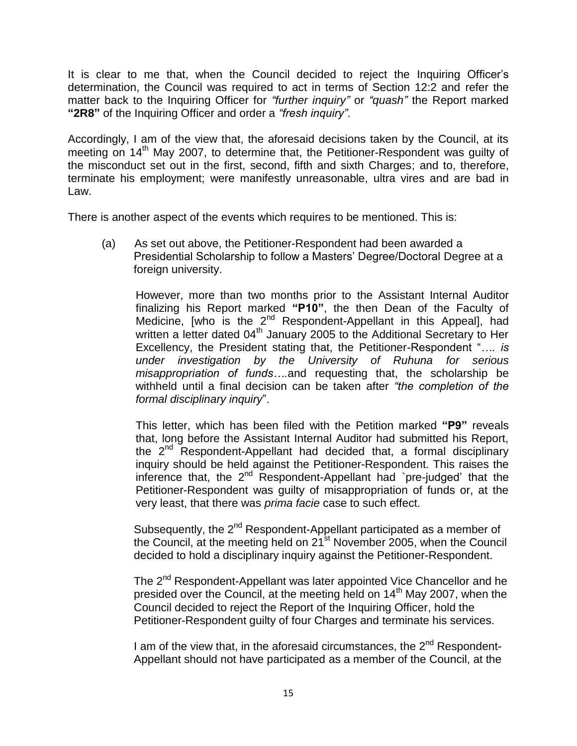It is clear to me that, when the Council decided to reject the Inquiring Officer's determination, the Council was required to act in terms of Section 12:2 and refer the matter back to the Inquiring Officer for *"further inquiry"* or *"quash"* the Report marked **"2R8"** of the Inquiring Officer and order a *"fresh inquiry"*.

Accordingly, I am of the view that, the aforesaid decisions taken by the Council, at its meeting on 14th May 2007, to determine that, the Petitioner-Respondent was guilty of the misconduct set out in the first, second, fifth and sixth Charges; and to, therefore, terminate his employment; were manifestly unreasonable, ultra vires and are bad in Law.

There is another aspect of the events which requires to be mentioned. This is:

(a) As set out above, the Petitioner-Respondent had been awarded a Presidential Scholarship to follow a Masters' Degree/Doctoral Degree at a foreign university.

However, more than two months prior to the Assistant Internal Auditor finalizing his Report marked **"P10"**, the then Dean of the Faculty of Medicine, [who is the 2nd Respondent-Appellant in this Appeal], had written a letter dated 04th January 2005 to the Additional Secretary to Her Excellency, the President stating that, the Petitioner-Respondent "*…. is under investigation by the University of Ruhuna for serious misappropriation of funds….*and requesting that, the scholarship be withheld until a final decision can be taken after *"the completion of the formal disciplinary inquiry*".

This letter, which has been filed with the Petition marked **"P9"** reveals that, long before the Assistant Internal Auditor had submitted his Report, the 2nd Respondent-Appellant had decided that, a formal disciplinary inquiry should be held against the Petitioner-Respondent. This raises the inference that, the 2nd Respondent-Appellant had `pre-judged' that the Petitioner-Respondent was guilty of misappropriation of funds or, at the very least, that there was *prima facie* case to such effect.

Subsequently, the 2nd Respondent-Appellant participated as a member of the Council, at the meeting held on 21st November 2005, when the Council decided to hold a disciplinary inquiry against the Petitioner-Respondent.

The 2nd Respondent-Appellant was later appointed Vice Chancellor and he presided over the Council, at the meeting held on 14th May 2007, when the Council decided to reject the Report of the Inquiring Officer, hold the Petitioner-Respondent guilty of four Charges and terminate his services.

I am of the view that, in the aforesaid circumstances, the 2nd Respondent-Appellant should not have participated as a member of the Council, at the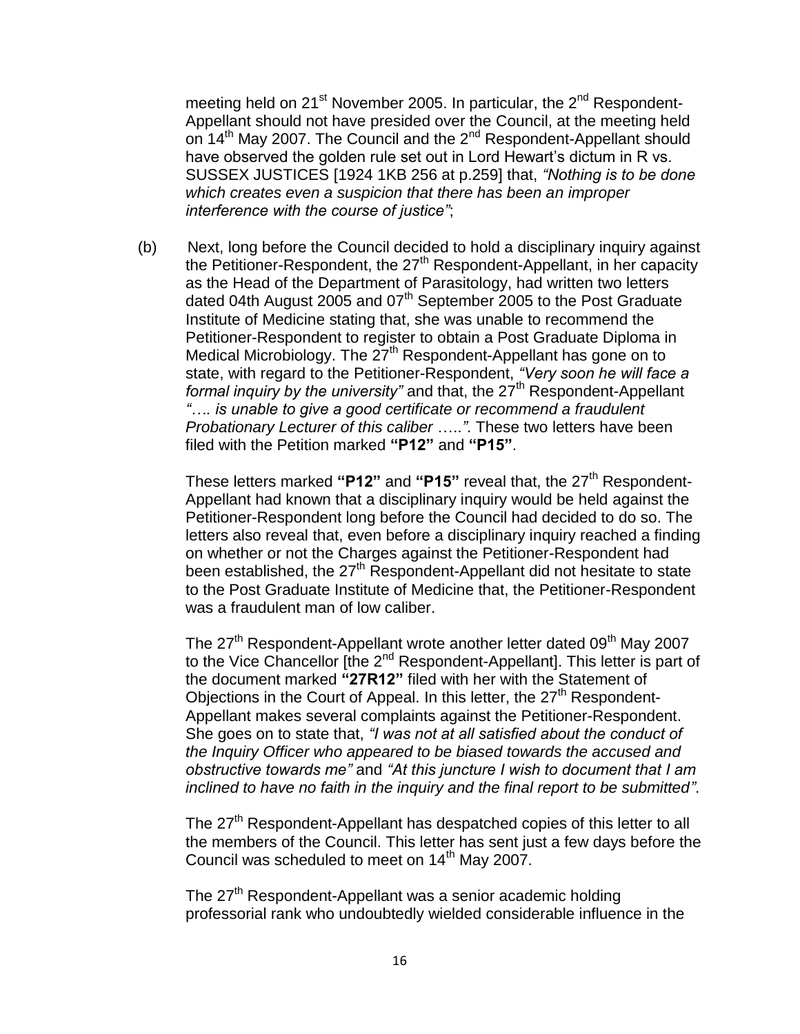meeting held on 21st November 2005. In particular, the 2nd Respondent-Appellant should not have presided over the Council, at the meeting held on 14th May 2007. The Council and the 2nd Respondent-Appellant should have observed the golden rule set out in Lord Hewart's dictum in R vs. SUSSEX JUSTICES [1924 1KB 256 at p.259] that, *"Nothing is to be done which creates even a suspicion that there has been an improper interference with the course of justice"*;

(b) Next, long before the Council decided to hold a disciplinary inquiry against the Petitioner-Respondent, the 27th Respondent-Appellant, in her capacity as the Head of the Department of Parasitology, had written two letters dated 04th August 2005 and 07th September 2005 to the Post Graduate Institute of Medicine stating that, she was unable to recommend the Petitioner-Respondent to register to obtain a Post Graduate Diploma in Medical Microbiology. The 27th Respondent-Appellant has gone on to state, with regard to the Petitioner-Respondent, *"Very soon he will face a formal inquiry by the university"* and that, the 27th Respondent-Appellant *"…. is unable to give a good certificate or recommend a fraudulent Probationary Lecturer of this caliber ….."*. These two letters have been filed with the Petition marked **"P12"** and **"P15"**.

These letters marked **"P12"** and **"P15"** reveal that, the 27th Respondent-Appellant had known that a disciplinary inquiry would be held against the Petitioner-Respondent long before the Council had decided to do so. The letters also reveal that, even before a disciplinary inquiry reached a finding on whether or not the Charges against the Petitioner-Respondent had been established, the 27th Respondent-Appellant did not hesitate to state to the Post Graduate Institute of Medicine that, the Petitioner-Respondent was a fraudulent man of low caliber.

The 27th Respondent-Appellant wrote another letter dated 09th May 2007 to the Vice Chancellor [the 2nd Respondent-Appellant]. This letter is part of the document marked **"27R12"** filed with her with the Statement of Objections in the Court of Appeal. In this letter, the 27th Respondent-Appellant makes several complaints against the Petitioner-Respondent. She goes on to state that, *"I was not at all satisfied about the conduct of the Inquiry Officer who appeared to be biased towards the accused and obstructive towards me"* and *"At this juncture I wish to document that I am inclined to have no faith in the inquiry and the final report to be submitted"*.

The 27th Respondent-Appellant has despatched copies of this letter to all the members of the Council. This letter has sent just a few days before the Council was scheduled to meet on 14th May 2007.

The 27th Respondent-Appellant was a senior academic holding professorial rank who undoubtedly wielded considerable influence in the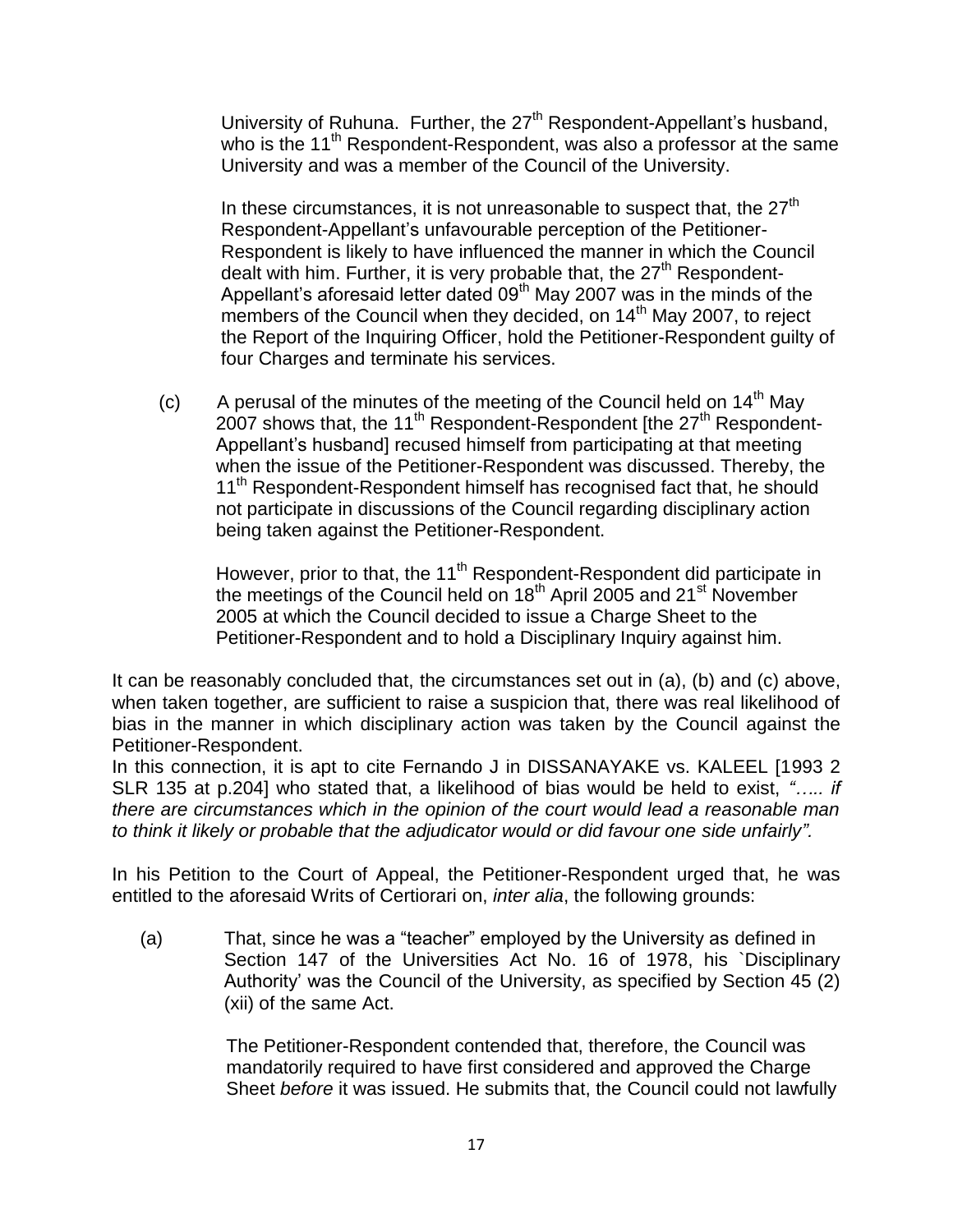University of Ruhuna. Further, the 27th Respondent-Appellant's husband, who is the 11th Respondent-Respondent, was also a professor at the same University and was a member of the Council of the University.

In these circumstances, it is not unreasonable to suspect that, the 27th Respondent-Appellant's unfavourable perception of the Petitioner-Respondent is likely to have influenced the manner in which the Council dealt with him. Further, it is very probable that, the 27th Respondent-Appellant's aforesaid letter dated 09th May 2007 was in the minds of the members of the Council when they decided, on 14th May 2007, to reject the Report of the Inquiring Officer, hold the Petitioner-Respondent guilty of four Charges and terminate his services.

(c) A perusal of the minutes of the meeting of the Council held on 14th May 2007 shows that, the 11th Respondent-Respondent [the 27th Respondent-Appellant's husband] recused himself from participating at that meeting when the issue of the Petitioner-Respondent was discussed. Thereby, the 11th Respondent-Respondent himself has recognised fact that, he should not participate in discussions of the Council regarding disciplinary action being taken against the Petitioner-Respondent.

However, prior to that, the 11th Respondent-Respondent did participate in the meetings of the Council held on 18th April 2005 and 21st November 2005 at which the Council decided to issue a Charge Sheet to the Petitioner-Respondent and to hold a Disciplinary Inquiry against him.

It can be reasonably concluded that, the circumstances set out in (a), (b) and (c) above, when taken together, are sufficient to raise a suspicion that, there was real likelihood of bias in the manner in which disciplinary action was taken by the Council against the Petitioner-Respondent.

In this connection, it is apt to cite Fernando J in DISSANAYAKE vs. KALEEL [1993 2 SLR 135 at p.204] who stated that, a likelihood of bias would be held to exist, *"….. if there are circumstances which in the opinion of the court would lead a reasonable man to think it likely or probable that the adjudicator would or did favour one side unfairly".*

In his Petition to the Court of Appeal, the Petitioner-Respondent urged that, he was entitled to the aforesaid Writs of Certiorari on, *inter alia*, the following grounds:

(a) That, since he was a "teacher" employed by the University as defined in Section 147 of the Universities Act No. 16 of 1978, his `Disciplinary Authority' was the Council of the University, as specified by Section 45 (2) (xii) of the same Act.

The Petitioner-Respondent contended that, therefore, the Council was mandatorily required to have first considered and approved the Charge Sheet *before* it was issued. He submits that, the Council could not lawfully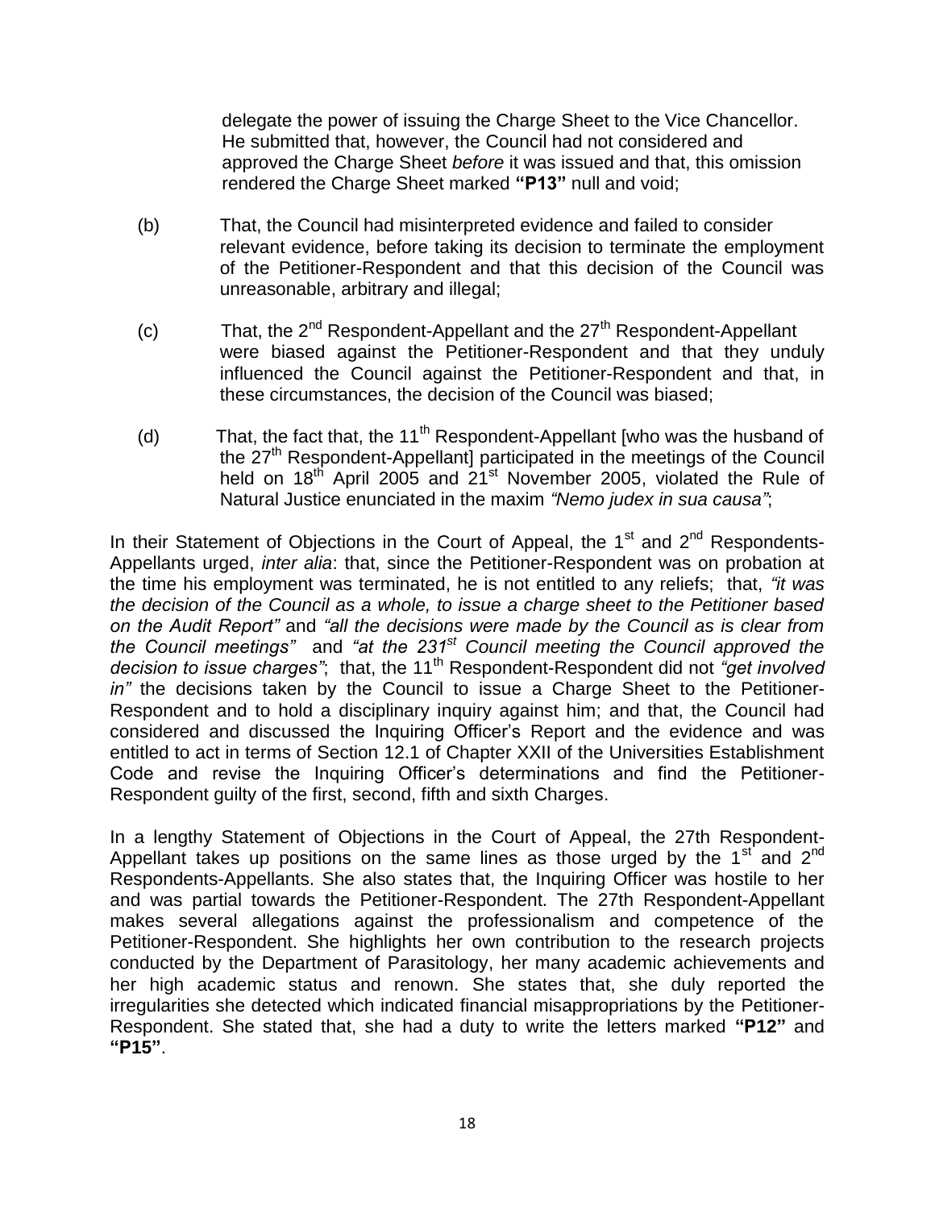delegate the power of issuing the Charge Sheet to the Vice Chancellor. He submitted that, however, the Council had not considered and approved the Charge Sheet *before* it was issued and that, this omission rendered the Charge Sheet marked **"P13"** null and void;

(b) That, the Council had misinterpreted evidence and failed to consider relevant evidence, before taking its decision to terminate the employment of the Petitioner-Respondent and that this decision of the Council was unreasonable, arbitrary and illegal;

(c) That, the 2nd Respondent-Appellant and the 27th Respondent-Appellant were biased against the Petitioner-Respondent and that they unduly influenced the Council against the Petitioner-Respondent and that, in these circumstances, the decision of the Council was biased;

(d) That, the fact that, the 11th Respondent-Appellant [who was the husband of the 27th Respondent-Appellant] participated in the meetings of the Council held on 18th April 2005 and 21st November 2005, violated the Rule of Natural Justice enunciated in the maxim *"Nemo judex in sua causa"*;

In their Statement of Objections in the Court of Appeal, the 1st and 2nd Respondents-Appellants urged, *inter alia*: that, since the Petitioner-Respondent was on probation at the time his employment was terminated, he is not entitled to any reliefs; that, *"it was the decision of the Council as a whole, to issue a charge sheet to the Petitioner based on the Audit Report"* and *"all the decisions were made by the Council as is clear from the Council meetings"* and *"at the 231st Council meeting the Council approved the decision to issue charges"*; that, the 11th Respondent-Respondent did not *"get involved in"* the decisions taken by the Council to issue a Charge Sheet to the Petitioner-Respondent and to hold a disciplinary inquiry against him; and that, the Council had considered and discussed the Inquiring Officer's Report and the evidence and was entitled to act in terms of Section 12.1 of Chapter XXII of the Universities Establishment Code and revise the Inquiring Officer's determinations and find the Petitioner-Respondent guilty of the first, second, fifth and sixth Charges.

In a lengthy Statement of Objections in the Court of Appeal, the 27th Respondent-Appellant takes up positions on the same lines as those urged by the 1st and 2nd Respondents-Appellants. She also states that, the Inquiring Officer was hostile to her and was partial towards the Petitioner-Respondent. The 27th Respondent-Appellant makes several allegations against the professionalism and competence of the Petitioner-Respondent. She highlights her own contribution to the research projects conducted by the Department of Parasitology, her many academic achievements and her high academic status and renown. She states that, she duly reported the irregularities she detected which indicated financial misappropriations by the Petitioner-Respondent. She stated that, she had a duty to write the letters marked **"P12"** and **"P15"**.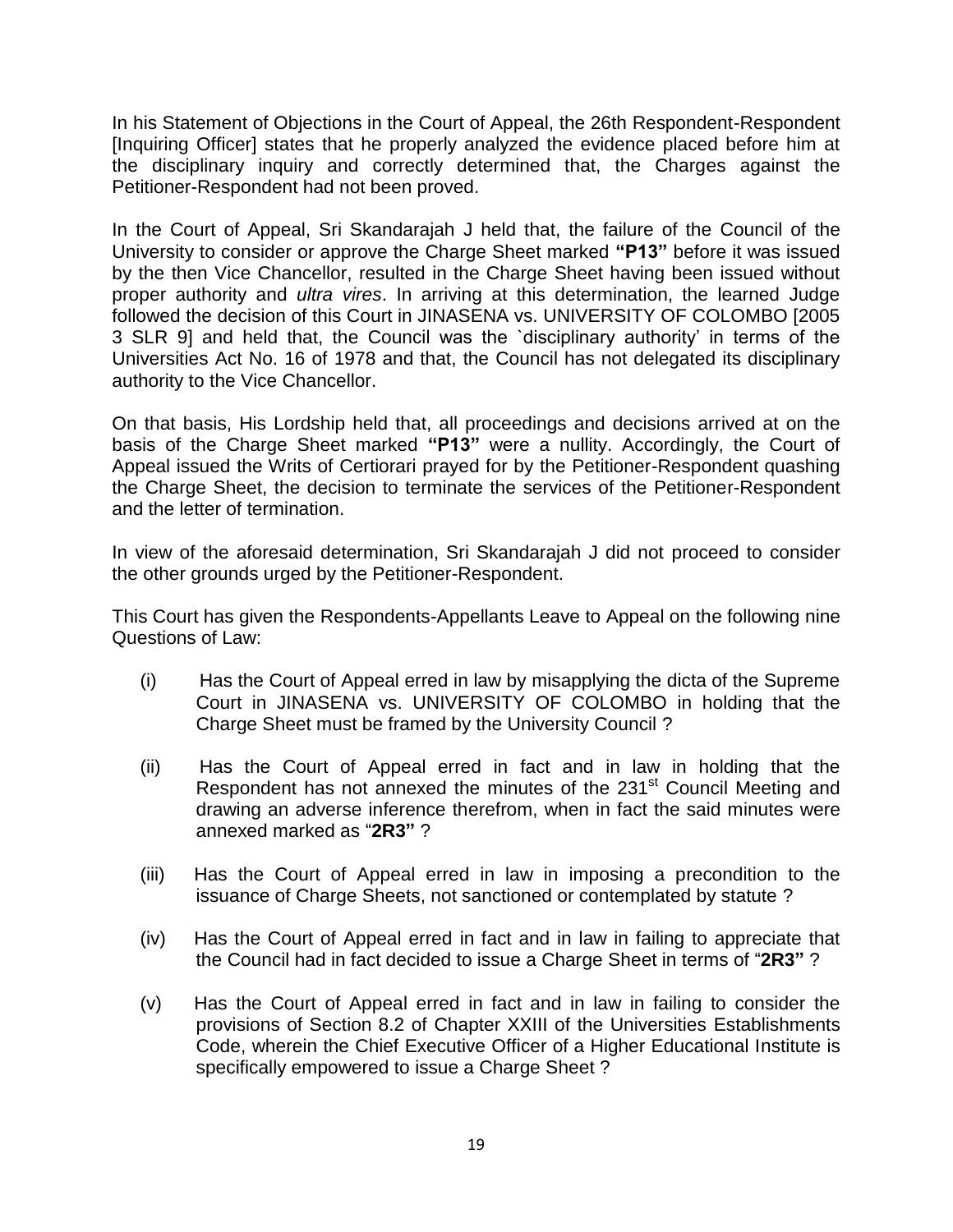In his Statement of Objections in the Court of Appeal, the 26th Respondent-Respondent [Inquiring Officer] states that he properly analyzed the evidence placed before him at the disciplinary inquiry and correctly determined that, the Charges against the Petitioner-Respondent had not been proved.

In the Court of Appeal, Sri Skandarajah J held that, the failure of the Council of the University to consider or approve the Charge Sheet marked **"P13"** before it was issued by the then Vice Chancellor, resulted in the Charge Sheet having been issued without proper authority and *ultra vires*. In arriving at this determination, the learned Judge followed the decision of this Court in JINASENA vs. UNIVERSITY OF COLOMBO [2005 3 SLR 9] and held that, the Council was the `disciplinary authority' in terms of the Universities Act No. 16 of 1978 and that, the Council has not delegated its disciplinary authority to the Vice Chancellor.

On that basis, His Lordship held that, all proceedings and decisions arrived at on the basis of the Charge Sheet marked **"P13"** were a nullity. Accordingly, the Court of Appeal issued the Writs of Certiorari prayed for by the Petitioner-Respondent quashing the Charge Sheet, the decision to terminate the services of the Petitioner-Respondent and the letter of termination.

In view of the aforesaid determination, Sri Skandarajah J did not proceed to consider the other grounds urged by the Petitioner-Respondent.

This Court has given the Respondents-Appellants Leave to Appeal on the following nine Questions of Law:

(i) Has the Court of Appeal erred in law by misapplying the dicta of the Supreme Court in JINASENA vs. UNIVERSITY OF COLOMBO in holding that the Charge Sheet must be framed by the University Council ?

(ii) Has the Court of Appeal erred in fact and in law in holding that the Respondent has not annexed the minutes of the 231st Council Meeting and drawing an adverse inference therefrom, when in fact the said minutes were annexed marked as "**2R3"** ?

(iii) Has the Court of Appeal erred in law in imposing a precondition to the issuance of Charge Sheets, not sanctioned or contemplated by statute ?

(iv) Has the Court of Appeal erred in fact and in law in failing to appreciate that the Council had in fact decided to issue a Charge Sheet in terms of "**2R3"** ?

(v) Has the Court of Appeal erred in fact and in law in failing to consider the provisions of Section 8.2 of Chapter XXIII of the Universities Establishments Code, wherein the Chief Executive Officer of a Higher Educational Institute is specifically empowered to issue a Charge Sheet ?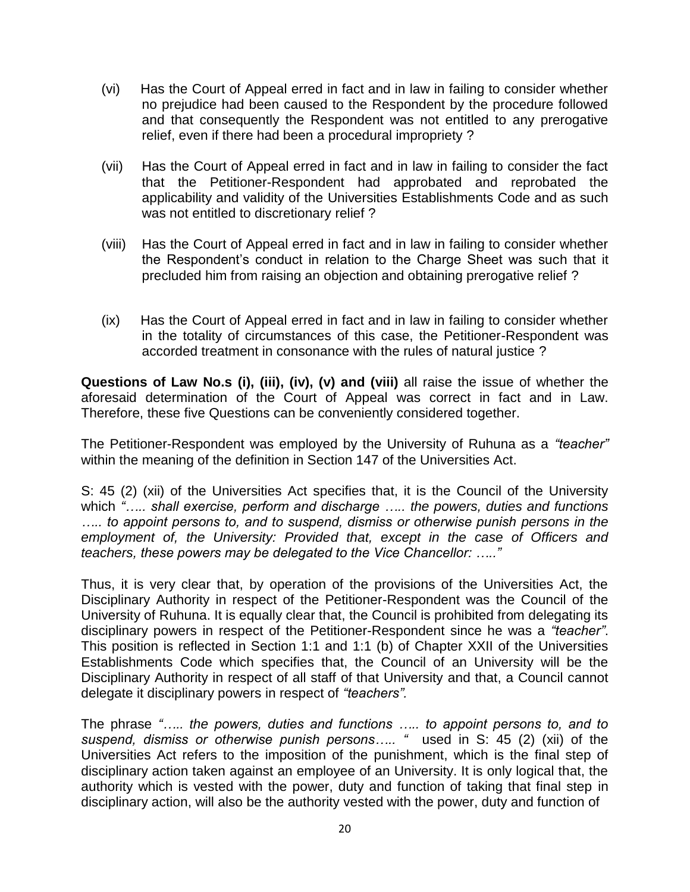(vi) Has the Court of Appeal erred in fact and in law in failing to consider whether no prejudice had been caused to the Respondent by the procedure followed and that consequently the Respondent was not entitled to any prerogative relief, even if there had been a procedural impropriety ?

(vii) Has the Court of Appeal erred in fact and in law in failing to consider the fact that the Petitioner-Respondent had approbated and reprobated the applicability and validity of the Universities Establishments Code and as such was not entitled to discretionary relief ?

(viii) Has the Court of Appeal erred in fact and in law in failing to consider whether the Respondent's conduct in relation to the Charge Sheet was such that it precluded him from raising an objection and obtaining prerogative relief ?

(ix) Has the Court of Appeal erred in fact and in law in failing to consider whether in the totality of circumstances of this case, the Petitioner-Respondent was accorded treatment in consonance with the rules of natural justice ?

**Questions of Law No.s (i), (iii), (iv), (v) and (viii)** all raise the issue of whether the aforesaid determination of the Court of Appeal was correct in fact and in Law. Therefore, these five Questions can be conveniently considered together.

The Petitioner-Respondent was employed by the University of Ruhuna as a *"teacher"* within the meaning of the definition in Section 147 of the Universities Act.

S: 45 (2) (xii) of the Universities Act specifies that, it is the Council of the University which *"….. shall exercise, perform and discharge ….. the powers, duties and functions ….. to appoint persons to, and to suspend, dismiss or otherwise punish persons in the employment of, the University: Provided that, except in the case of Officers and teachers, these powers may be delegated to the Vice Chancellor: ….."*

Thus, it is very clear that, by operation of the provisions of the Universities Act, the Disciplinary Authority in respect of the Petitioner-Respondent was the Council of the University of Ruhuna. It is equally clear that, the Council is prohibited from delegating its disciplinary powers in respect of the Petitioner-Respondent since he was a *"teacher"*. This position is reflected in Section 1:1 and 1:1 (b) of Chapter XXII of the Universities Establishments Code which specifies that, the Council of an University will be the Disciplinary Authority in respect of all staff of that University and that, a Council cannot delegate it disciplinary powers in respect of *"teachers"*.

The phrase *"….. the powers, duties and functions ….. to appoint persons to, and to suspend, dismiss or otherwise punish persons….. "* used in S: 45 (2) (xii) of the Universities Act refers to the imposition of the punishment, which is the final step of disciplinary action taken against an employee of an University. It is only logical that, the authority which is vested with the power, duty and function of taking that final step in disciplinary action, will also be the authority vested with the power, duty and function of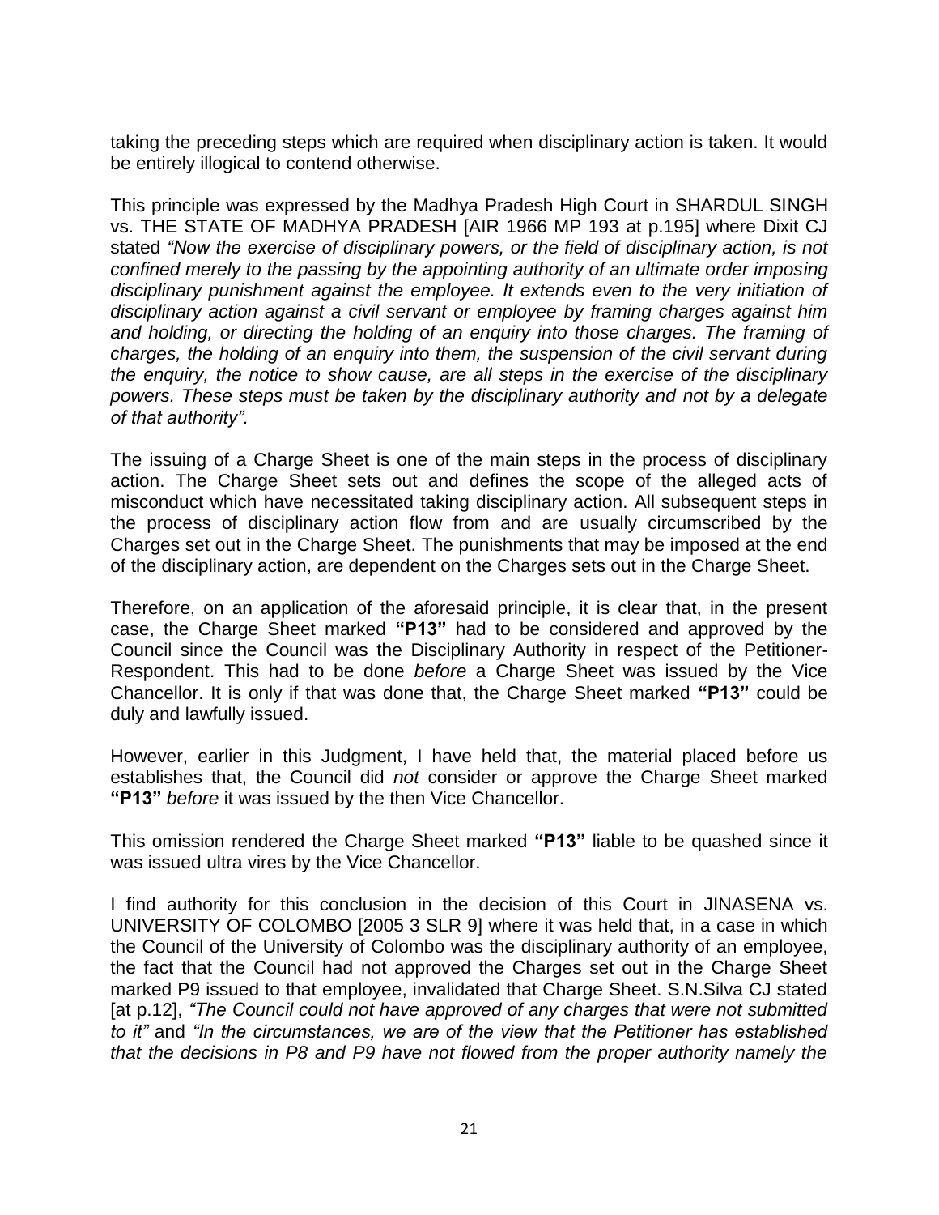taking the preceding steps which are required when disciplinary action is taken. It would be entirely illogical to contend otherwise.

This principle was expressed by the Madhya Pradesh High Court in SHARDUL SINGH vs. THE STATE OF MADHYA PRADESH [AIR 1966 MP 193 at p.195] where Dixit CJ stated *"Now the exercise of disciplinary powers, or the field of disciplinary action, is not confined merely to the passing by the appointing authority of an ultimate order imposing disciplinary punishment against the employee. It extends even to the very initiation of disciplinary action against a civil servant or employee by framing charges against him and holding, or directing the holding of an enquiry into those charges. The framing of charges, the holding of an enquiry into them, the suspension of the civil servant during the enquiry, the notice to show cause, are all steps in the exercise of the disciplinary powers. These steps must be taken by the disciplinary authority and not by a delegate of that authority".*

The issuing of a Charge Sheet is one of the main steps in the process of disciplinary action. The Charge Sheet sets out and defines the scope of the alleged acts of misconduct which have necessitated taking disciplinary action. All subsequent steps in the process of disciplinary action flow from and are usually circumscribed by the Charges set out in the Charge Sheet. The punishments that may be imposed at the end of the disciplinary action, are dependent on the Charges sets out in the Charge Sheet.

Therefore, on an application of the aforesaid principle, it is clear that, in the present case, the Charge Sheet marked **"P13"** had to be considered and approved by the Council since the Council was the Disciplinary Authority in respect of the Petitioner-Respondent. This had to be done *before* a Charge Sheet was issued by the Vice Chancellor. It is only if that was done that, the Charge Sheet marked **"P13"** could be duly and lawfully issued.

However, earlier in this Judgment, I have held that, the material placed before us establishes that, the Council did *not* consider or approve the Charge Sheet marked **"P13"** *before* it was issued by the then Vice Chancellor.

This omission rendered the Charge Sheet marked **"P13"** liable to be quashed since it was issued ultra vires by the Vice Chancellor.

I find authority for this conclusion in the decision of this Court in JINASENA vs. UNIVERSITY OF COLOMBO [2005 3 SLR 9] where it was held that, in a case in which the Council of the University of Colombo was the disciplinary authority of an employee, the fact that the Council had not approved the Charges set out in the Charge Sheet marked P9 issued to that employee, invalidated that Charge Sheet. S.N.Silva CJ stated [at p.12], *"The Council could not have approved of any charges that were not submitted to it"* and *"In the circumstances, we are of the view that the Petitioner has established that the decisions in P8 and P9 have not flowed from the proper authority namely the*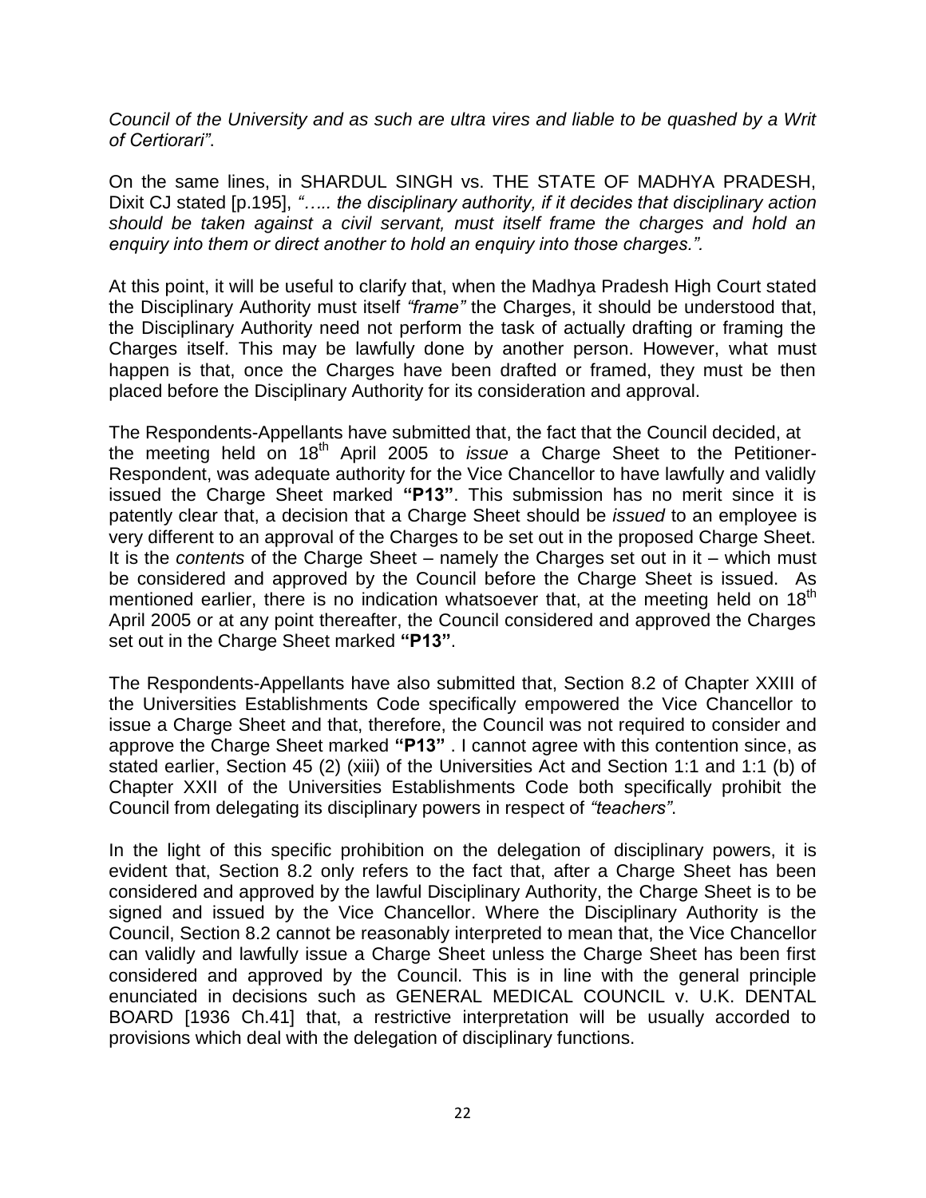*Council of the University and as such are ultra vires and liable to be quashed by a Writ of Certiorari"*.

On the same lines, in SHARDUL SINGH vs. THE STATE OF MADHYA PRADESH, Dixit CJ stated [p.195], *"….. the disciplinary authority, if it decides that disciplinary action should be taken against a civil servant, must itself frame the charges and hold an enquiry into them or direct another to hold an enquiry into those charges."*.

At this point, it will be useful to clarify that, when the Madhya Pradesh High Court stated the Disciplinary Authority must itself *"frame"* the Charges, it should be understood that, the Disciplinary Authority need not perform the task of actually drafting or framing the Charges itself. This may be lawfully done by another person. However, what must happen is that, once the Charges have been drafted or framed, they must be then placed before the Disciplinary Authority for its consideration and approval.

The Respondents-Appellants have submitted that, the fact that the Council decided, at the meeting held on 18th April 2005 to *issue* a Charge Sheet to the Petitioner-Respondent, was adequate authority for the Vice Chancellor to have lawfully and validly issued the Charge Sheet marked **"P13"**. This submission has no merit since it is patently clear that, a decision that a Charge Sheet should be *issued* to an employee is very different to an approval of the Charges to be set out in the proposed Charge Sheet. It is the *contents* of the Charge Sheet – namely the Charges set out in it – which must be considered and approved by the Council before the Charge Sheet is issued. As mentioned earlier, there is no indication whatsoever that, at the meeting held on 18th April 2005 or at any point thereafter, the Council considered and approved the Charges set out in the Charge Sheet marked **"P13"**.

The Respondents-Appellants have also submitted that, Section 8.2 of Chapter XXIII of the Universities Establishments Code specifically empowered the Vice Chancellor to issue a Charge Sheet and that, therefore, the Council was not required to consider and approve the Charge Sheet marked **"P13"** . I cannot agree with this contention since, as stated earlier, Section 45 (2) (xiii) of the Universities Act and Section 1:1 and 1:1 (b) of Chapter XXII of the Universities Establishments Code both specifically prohibit the Council from delegating its disciplinary powers in respect of *"teachers"*.

In the light of this specific prohibition on the delegation of disciplinary powers, it is evident that, Section 8.2 only refers to the fact that, after a Charge Sheet has been considered and approved by the lawful Disciplinary Authority, the Charge Sheet is to be signed and issued by the Vice Chancellor. Where the Disciplinary Authority is the Council, Section 8.2 cannot be reasonably interpreted to mean that, the Vice Chancellor can validly and lawfully issue a Charge Sheet unless the Charge Sheet has been first considered and approved by the Council. This is in line with the general principle enunciated in decisions such as GENERAL MEDICAL COUNCIL v. U.K. DENTAL BOARD [1936 Ch.41] that, a restrictive interpretation will be usually accorded to provisions which deal with the delegation of disciplinary functions.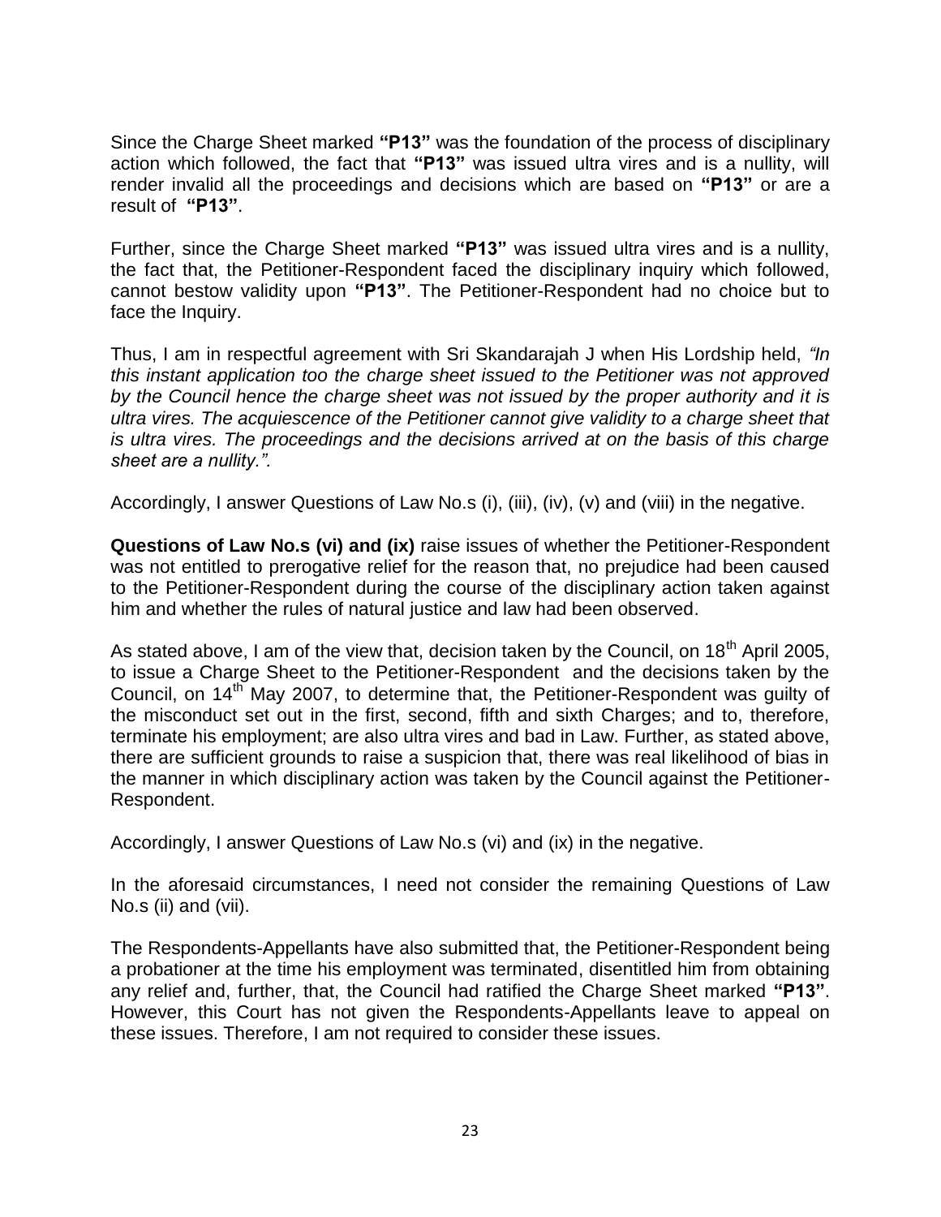Since the Charge Sheet marked **"P13"** was the foundation of the process of disciplinary action which followed, the fact that **"P13"** was issued ultra vires and is a nullity, will render invalid all the proceedings and decisions which are based on **"P13"** or are a result of **"P13"**.

Further, since the Charge Sheet marked **"P13"** was issued ultra vires and is a nullity, the fact that, the Petitioner-Respondent faced the disciplinary inquiry which followed, cannot bestow validity upon **"P13"**. The Petitioner-Respondent had no choice but to face the Inquiry.

Thus, I am in respectful agreement with Sri Skandarajah J when His Lordship held, *"In this instant application too the charge sheet issued to the Petitioner was not approved by the Council hence the charge sheet was not issued by the proper authority and it is ultra vires. The acquiescence of the Petitioner cannot give validity to a charge sheet that is ultra vires. The proceedings and the decisions arrived at on the basis of this charge sheet are a nullity.".*

Accordingly, I answer Questions of Law No.s (i), (iii), (iv), (v) and (viii) in the negative.

**Questions of Law No.s (vi) and (ix)** raise issues of whether the Petitioner-Respondent was not entitled to prerogative relief for the reason that, no prejudice had been caused to the Petitioner-Respondent during the course of the disciplinary action taken against him and whether the rules of natural justice and law had been observed.

As stated above, I am of the view that, decision taken by the Council, on 18th April 2005, to issue a Charge Sheet to the Petitioner-Respondent and the decisions taken by the Council, on 14th May 2007, to determine that, the Petitioner-Respondent was guilty of the misconduct set out in the first, second, fifth and sixth Charges; and to, therefore, terminate his employment; are also ultra vires and bad in Law. Further, as stated above, there are sufficient grounds to raise a suspicion that, there was real likelihood of bias in the manner in which disciplinary action was taken by the Council against the Petitioner-Respondent.

Accordingly, I answer Questions of Law No.s (vi) and (ix) in the negative.

In the aforesaid circumstances, I need not consider the remaining Questions of Law No.s (ii) and (vii).

The Respondents-Appellants have also submitted that, the Petitioner-Respondent being a probationer at the time his employment was terminated, disentitled him from obtaining any relief and, further, that, the Council had ratified the Charge Sheet marked **"P13"**. However, this Court has not given the Respondents-Appellants leave to appeal on these issues. Therefore, I am not required to consider these issues.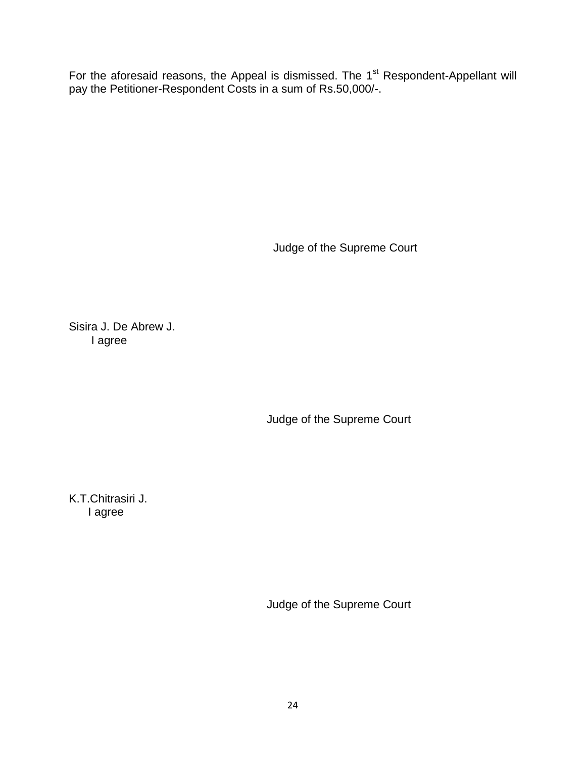For the aforesaid reasons, the Appeal is dismissed. The 1st Respondent-Appellant will pay the Petitioner-Respondent Costs in a sum of Rs.50,000/-.

Judge of the Supreme Court

Sisira J. De Abrew J.

I agree

Judge of the Supreme Court

K.T.Chitrasiri J.

I agree

Judge of the Supreme Court